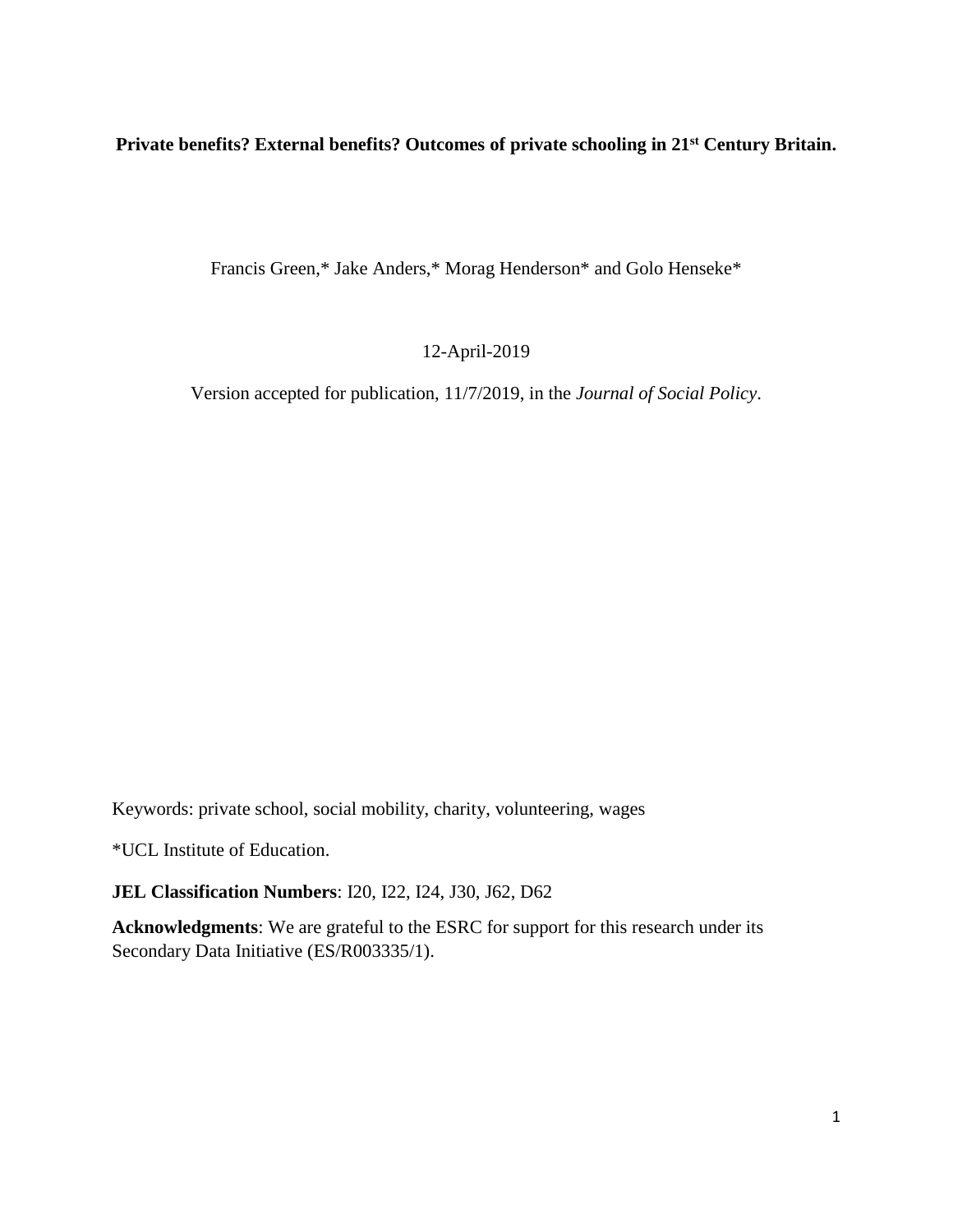**Private benefits? External benefits? Outcomes of private schooling in 21st Century Britain.**

Francis Green,* Jake Anders,* Morag Henderson* and Golo Henseke*

12-April-2019

Version accepted for publication, 11/7/2019, in the *Journal of Social Policy*.

Keywords: private school, social mobility, charity, volunteering, wages

*UCL Institute of Education.

**JEL Classification Numbers**: I20, I22, I24, J30, J62, D62

**Acknowledgments**: We are grateful to the ESRC for support for this research under its Secondary Data Initiative (ES/R003335/1).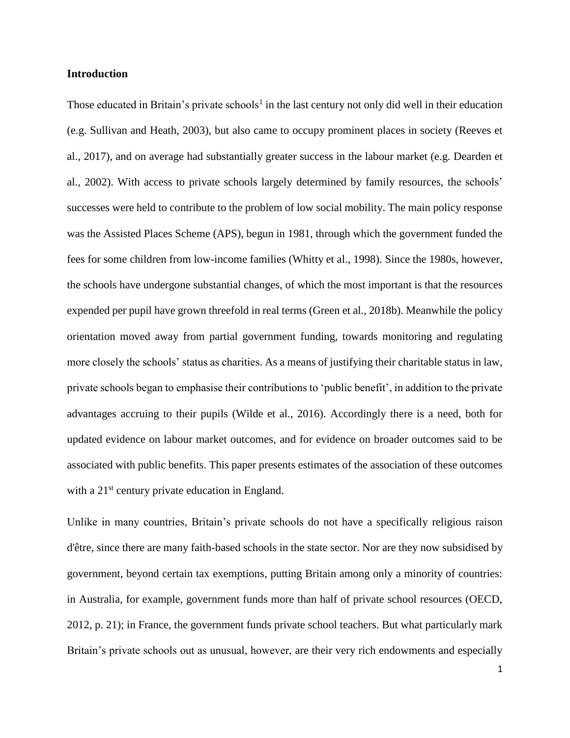## Introduction

Those educated in Britain's private schools[1] in the last century not only did well in their education (e.g. Sullivan and Heath, 2003), but also came to occupy prominent places in society (Reeves et al., 2017), and on average had substantially greater success in the labour market (e.g. Dearden et al., 2002). With access to private schools largely determined by family resources, the schools' successes were held to contribute to the problem of low social mobility. The main policy response was the Assisted Places Scheme (APS), begun in 1981, through which the government funded the fees for some children from low-income families (Whitty et al., 1998). Since the 1980s, however, the schools have undergone substantial changes, of which the most important is that the resources expended per pupil have grown threefold in real terms (Green et al., 2018b). Meanwhile the policy orientation moved away from partial government funding, towards monitoring and regulating more closely the schools' status as charities. As a means of justifying their charitable status in law, private schools began to emphasise their contributions to 'public benefit', in addition to the private advantages accruing to their pupils (Wilde et al., 2016). Accordingly there is a need, both for updated evidence on labour market outcomes, and for evidence on broader outcomes said to be associated with public benefits. This paper presents estimates of the association of these outcomes with a 21st century private education in England.

Unlike in many countries, Britain's private schools do not have a specifically religious raison d'être, since there are many faith-based schools in the state sector. Nor are they now subsidised by government, beyond certain tax exemptions, putting Britain among only a minority of countries: in Australia, for example, government funds more than half of private school resources (OECD, 2012, p. 21); in France, the government funds private school teachers. But what particularly mark Britain's private schools out as unusual, however, are their very rich endowments and especially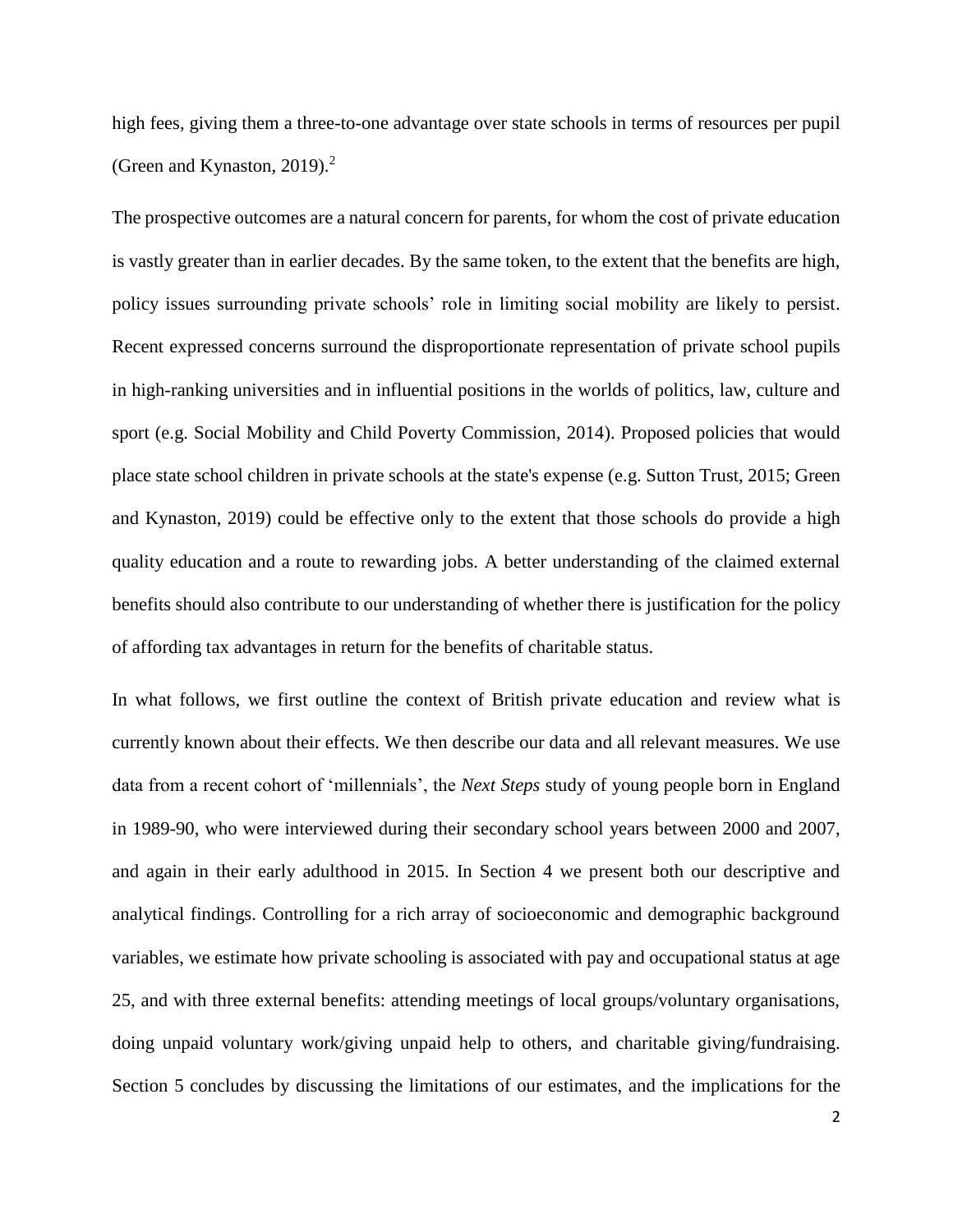high fees, giving them a three-to-one advantage over state schools in terms of resources per pupil (Green and Kynaston, 2019).[2]

The prospective outcomes are a natural concern for parents, for whom the cost of private education is vastly greater than in earlier decades. By the same token, to the extent that the benefits are high, policy issues surrounding private schools' role in limiting social mobility are likely to persist. Recent expressed concerns surround the disproportionate representation of private school pupils in high-ranking universities and in influential positions in the worlds of politics, law, culture and sport (e.g. Social Mobility and Child Poverty Commission, 2014). Proposed policies that would place state school children in private schools at the state's expense (e.g. Sutton Trust, 2015; Green and Kynaston, 2019) could be effective only to the extent that those schools do provide a high quality education and a route to rewarding jobs. A better understanding of the claimed external benefits should also contribute to our understanding of whether there is justification for the policy of affording tax advantages in return for the benefits of charitable status.

In what follows, we first outline the context of British private education and review what is currently known about their effects. We then describe our data and all relevant measures. We use data from a recent cohort of 'millennials', the *Next Steps* study of young people born in England in 1989-90, who were interviewed during their secondary school years between 2000 and 2007, and again in their early adulthood in 2015. In Section 4 we present both our descriptive and analytical findings. Controlling for a rich array of socioeconomic and demographic background variables, we estimate how private schooling is associated with pay and occupational status at age 25, and with three external benefits: attending meetings of local groups/voluntary organisations, doing unpaid voluntary work/giving unpaid help to others, and charitable giving/fundraising. Section 5 concludes by discussing the limitations of our estimates, and the implications for the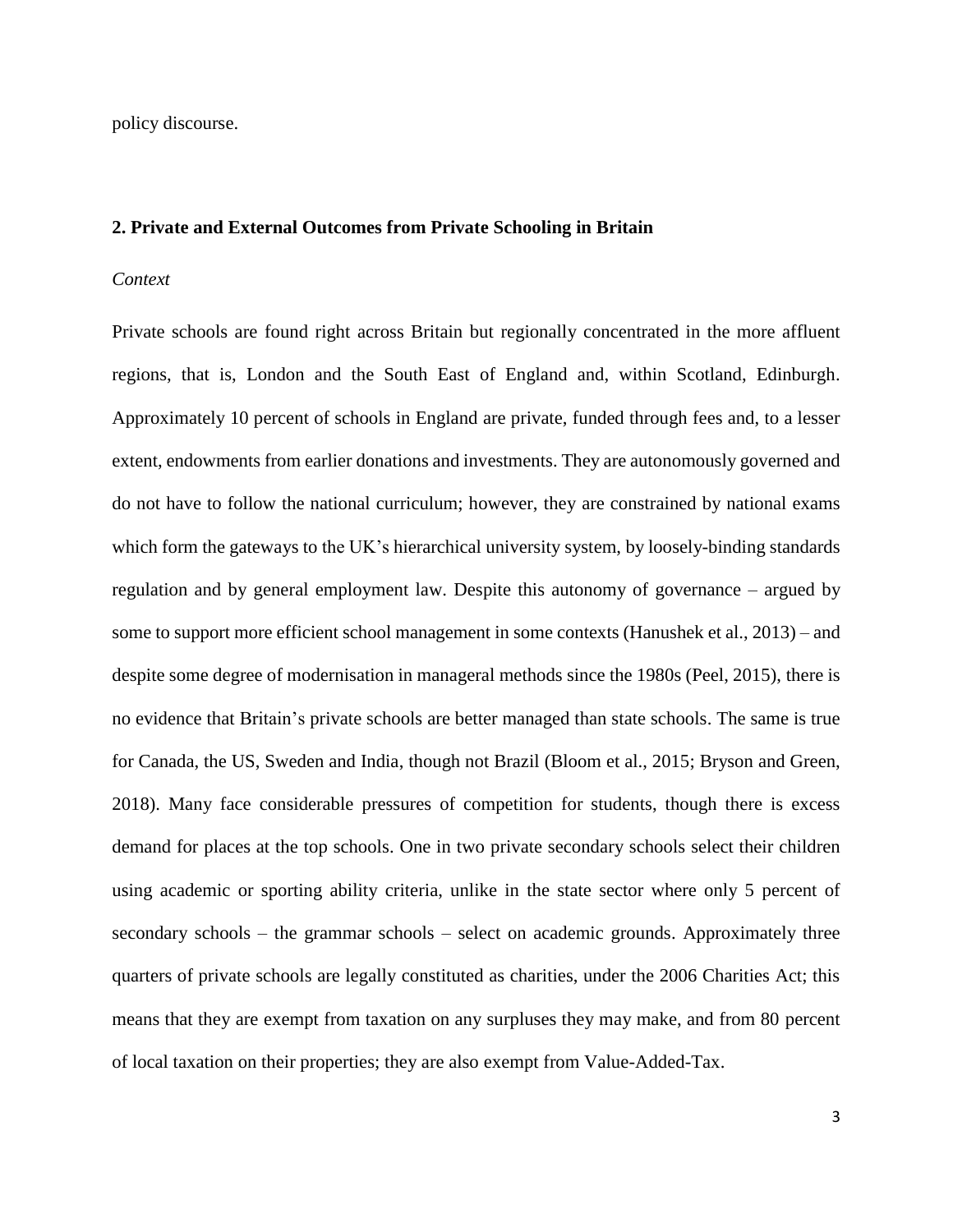policy discourse.

## 2. Private and External Outcomes from Private Schooling in Britain

### *Context*

Private schools are found right across Britain but regionally concentrated in the more affluent regions, that is, London and the South East of England and, within Scotland, Edinburgh. Approximately 10 percent of schools in England are private, funded through fees and, to a lesser extent, endowments from earlier donations and investments. They are autonomously governed and do not have to follow the national curriculum; however, they are constrained by national exams which form the gateways to the UK's hierarchical university system, by loosely-binding standards regulation and by general employment law. Despite this autonomy of governance – argued by some to support more efficient school management in some contexts (Hanushek et al., 2013) – and despite some degree of modernisation in manageral methods since the 1980s (Peel, 2015), there is no evidence that Britain's private schools are better managed than state schools. The same is true for Canada, the US, Sweden and India, though not Brazil (Bloom et al., 2015; Bryson and Green, 2018). Many face considerable pressures of competition for students, though there is excess demand for places at the top schools. One in two private secondary schools select their children using academic or sporting ability criteria, unlike in the state sector where only 5 percent of secondary schools – the grammar schools – select on academic grounds. Approximately three quarters of private schools are legally constituted as charities, under the 2006 Charities Act; this means that they are exempt from taxation on any surpluses they may make, and from 80 percent of local taxation on their properties; they are also exempt from Value-Added-Tax.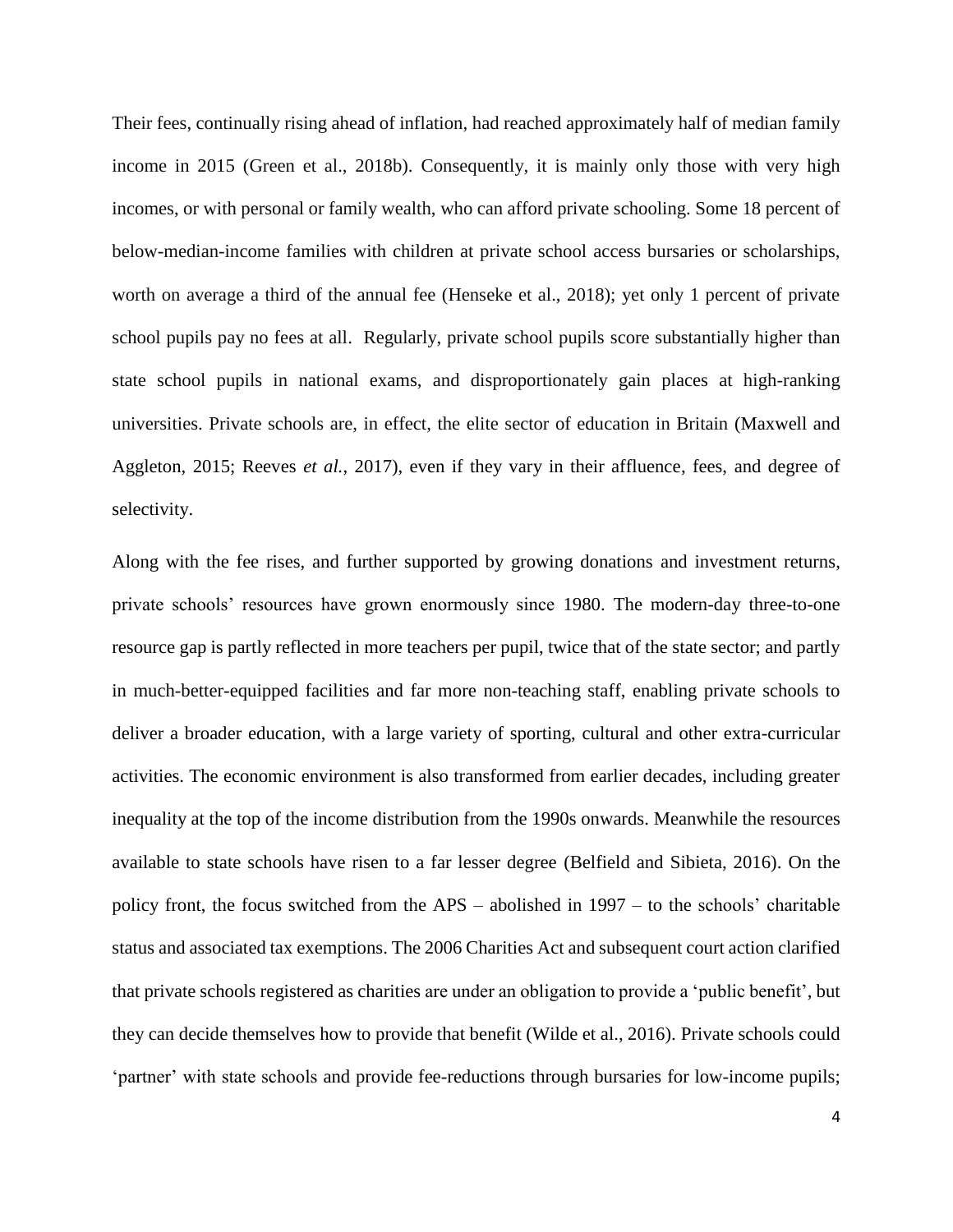Their fees, continually rising ahead of inflation, had reached approximately half of median family income in 2015 (Green et al., 2018b). Consequently, it is mainly only those with very high incomes, or with personal or family wealth, who can afford private schooling. Some 18 percent of below-median-income families with children at private school access bursaries or scholarships, worth on average a third of the annual fee (Henseke et al., 2018); yet only 1 percent of private school pupils pay no fees at all. Regularly, private school pupils score substantially higher than state school pupils in national exams, and disproportionately gain places at high-ranking universities. Private schools are, in effect, the elite sector of education in Britain (Maxwell and Aggleton, 2015; Reeves *et al.*, 2017), even if they vary in their affluence, fees, and degree of selectivity.

Along with the fee rises, and further supported by growing donations and investment returns, private schools' resources have grown enormously since 1980. The modern-day three-to-one resource gap is partly reflected in more teachers per pupil, twice that of the state sector; and partly in much-better-equipped facilities and far more non-teaching staff, enabling private schools to deliver a broader education, with a large variety of sporting, cultural and other extra-curricular activities. The economic environment is also transformed from earlier decades, including greater inequality at the top of the income distribution from the 1990s onwards. Meanwhile the resources available to state schools have risen to a far lesser degree (Belfield and Sibieta, 2016). On the policy front, the focus switched from the APS – abolished in 1997 – to the schools' charitable status and associated tax exemptions. The 2006 Charities Act and subsequent court action clarified that private schools registered as charities are under an obligation to provide a 'public benefit', but they can decide themselves how to provide that benefit (Wilde et al., 2016). Private schools could 'partner' with state schools and provide fee-reductions through bursaries for low-income pupils;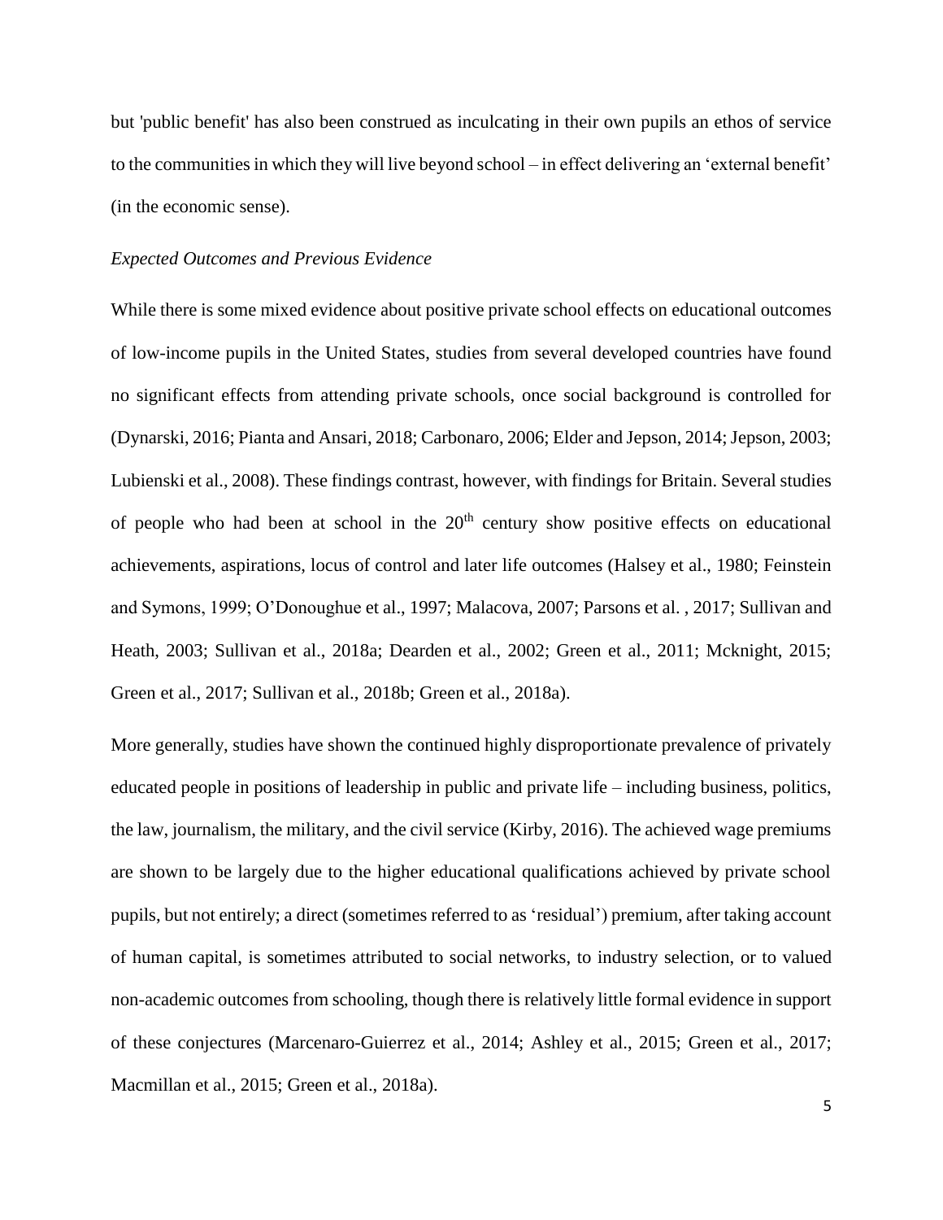but 'public benefit' has also been construed as inculcating in their own pupils an ethos of service to the communities in which they will live beyond school – in effect delivering an ‘external benefit’ (in the economic sense).

*Expected Outcomes and Previous Evidence*

While there is some mixed evidence about positive private school effects on educational outcomes of low-income pupils in the United States, studies from several developed countries have found no significant effects from attending private schools, once social background is controlled for (Dynarski, 2016; Pianta and Ansari, 2018; Carbonaro, 2006; Elder and Jepson, 2014; Jepson, 2003; Lubienski et al., 2008). These findings contrast, however, with findings for Britain. Several studies of people who had been at school in the 20th century show positive effects on educational achievements, aspirations, locus of control and later life outcomes (Halsey et al., 1980; Feinstein and Symons, 1999; O’Donoughue et al., 1997; Malacova, 2007; Parsons et al. , 2017; Sullivan and Heath, 2003; Sullivan et al., 2018a; Dearden et al., 2002; Green et al., 2011; Mcknight, 2015; Green et al., 2017; Sullivan et al., 2018b; Green et al., 2018a).

More generally, studies have shown the continued highly disproportionate prevalence of privately educated people in positions of leadership in public and private life – including business, politics, the law, journalism, the military, and the civil service (Kirby, 2016). The achieved wage premiums are shown to be largely due to the higher educational qualifications achieved by private school pupils, but not entirely; a direct (sometimes referred to as ‘residual’) premium, after taking account of human capital, is sometimes attributed to social networks, to industry selection, or to valued non-academic outcomes from schooling, though there is relatively little formal evidence in support of these conjectures (Marcenaro-Guierrez et al., 2014; Ashley et al., 2015; Green et al., 2017; Macmillan et al., 2015; Green et al., 2018a).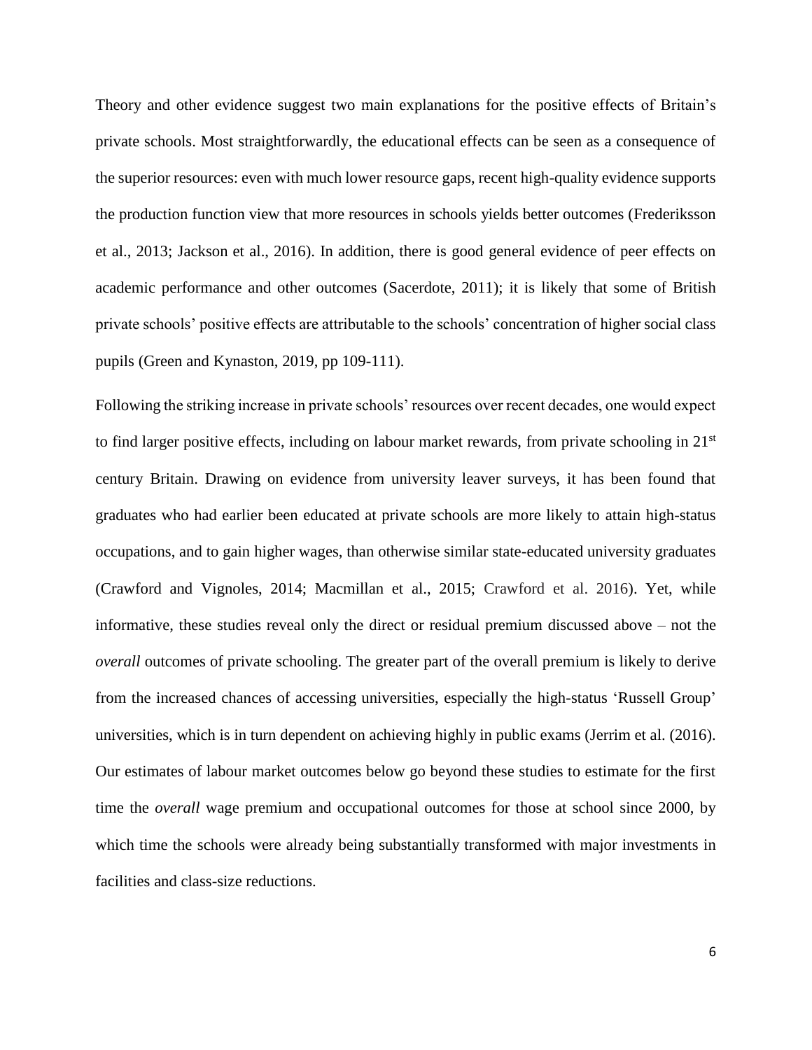Theory and other evidence suggest two main explanations for the positive effects of Britain's private schools. Most straightforwardly, the educational effects can be seen as a consequence of the superior resources: even with much lower resource gaps, recent high-quality evidence supports the production function view that more resources in schools yields better outcomes (Frederiksson et al., 2013; Jackson et al., 2016). In addition, there is good general evidence of peer effects on academic performance and other outcomes (Sacerdote, 2011); it is likely that some of British private schools' positive effects are attributable to the schools' concentration of higher social class pupils (Green and Kynaston, 2019, pp 109-111).

Following the striking increase in private schools' resources over recent decades, one would expect to find larger positive effects, including on labour market rewards, from private schooling in 21st century Britain. Drawing on evidence from university leaver surveys, it has been found that graduates who had earlier been educated at private schools are more likely to attain high-status occupations, and to gain higher wages, than otherwise similar state-educated university graduates (Crawford and Vignoles, 2014; Macmillan et al., 2015; Crawford et al. 2016). Yet, while informative, these studies reveal only the direct or residual premium discussed above – not the *overall* outcomes of private schooling. The greater part of the overall premium is likely to derive from the increased chances of accessing universities, especially the high-status 'Russell Group' universities, which is in turn dependent on achieving highly in public exams (Jerrim et al. (2016). Our estimates of labour market outcomes below go beyond these studies to estimate for the first time the *overall* wage premium and occupational outcomes for those at school since 2000, by which time the schools were already being substantially transformed with major investments in facilities and class-size reductions.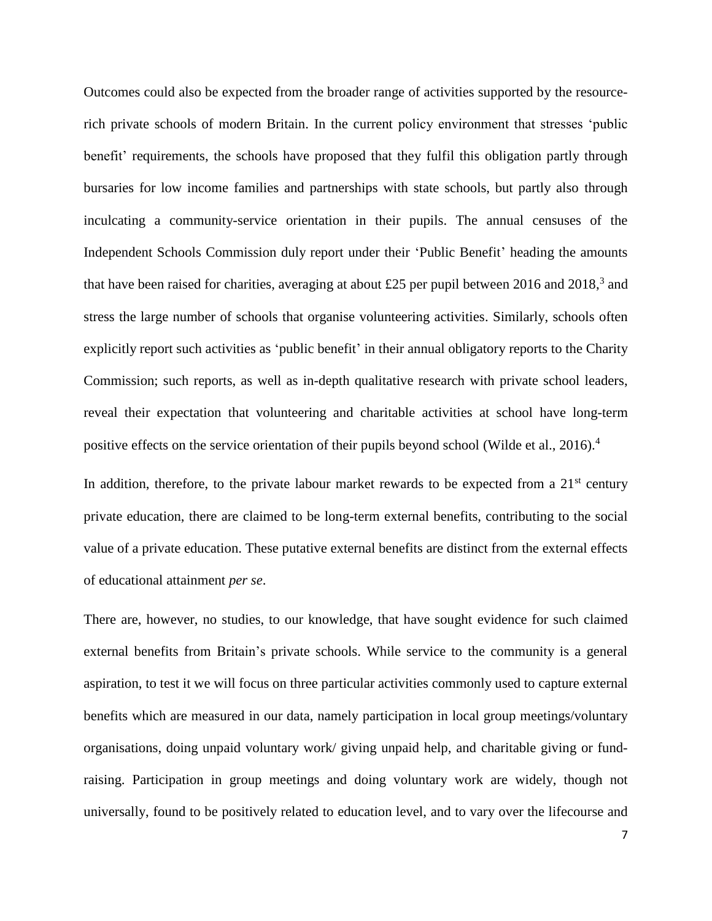Outcomes could also be expected from the broader range of activities supported by the resource-rich private schools of modern Britain. In the current policy environment that stresses 'public benefit' requirements, the schools have proposed that they fulfil this obligation partly through bursaries for low income families and partnerships with state schools, but partly also through inculcating a community-service orientation in their pupils. The annual censuses of the Independent Schools Commission duly report under their 'Public Benefit' heading the amounts that have been raised for charities, averaging at about £25 per pupil between 2016 and 2018,[3] and stress the large number of schools that organise volunteering activities. Similarly, schools often explicitly report such activities as 'public benefit' in their annual obligatory reports to the Charity Commission; such reports, as well as in-depth qualitative research with private school leaders, reveal their expectation that volunteering and charitable activities at school have long-term positive effects on the service orientation of their pupils beyond school (Wilde et al., 2016).[4]

In addition, therefore, to the private labour market rewards to be expected from a 21st century private education, there are claimed to be long-term external benefits, contributing to the social value of a private education. These putative external benefits are distinct from the external effects of educational attainment *per se*.

There are, however, no studies, to our knowledge, that have sought evidence for such claimed external benefits from Britain's private schools. While service to the community is a general aspiration, to test it we will focus on three particular activities commonly used to capture external benefits which are measured in our data, namely participation in local group meetings/voluntary organisations, doing unpaid voluntary work/ giving unpaid help, and charitable giving or fund-raising. Participation in group meetings and doing voluntary work are widely, though not universally, found to be positively related to education level, and to vary over the lifecourse and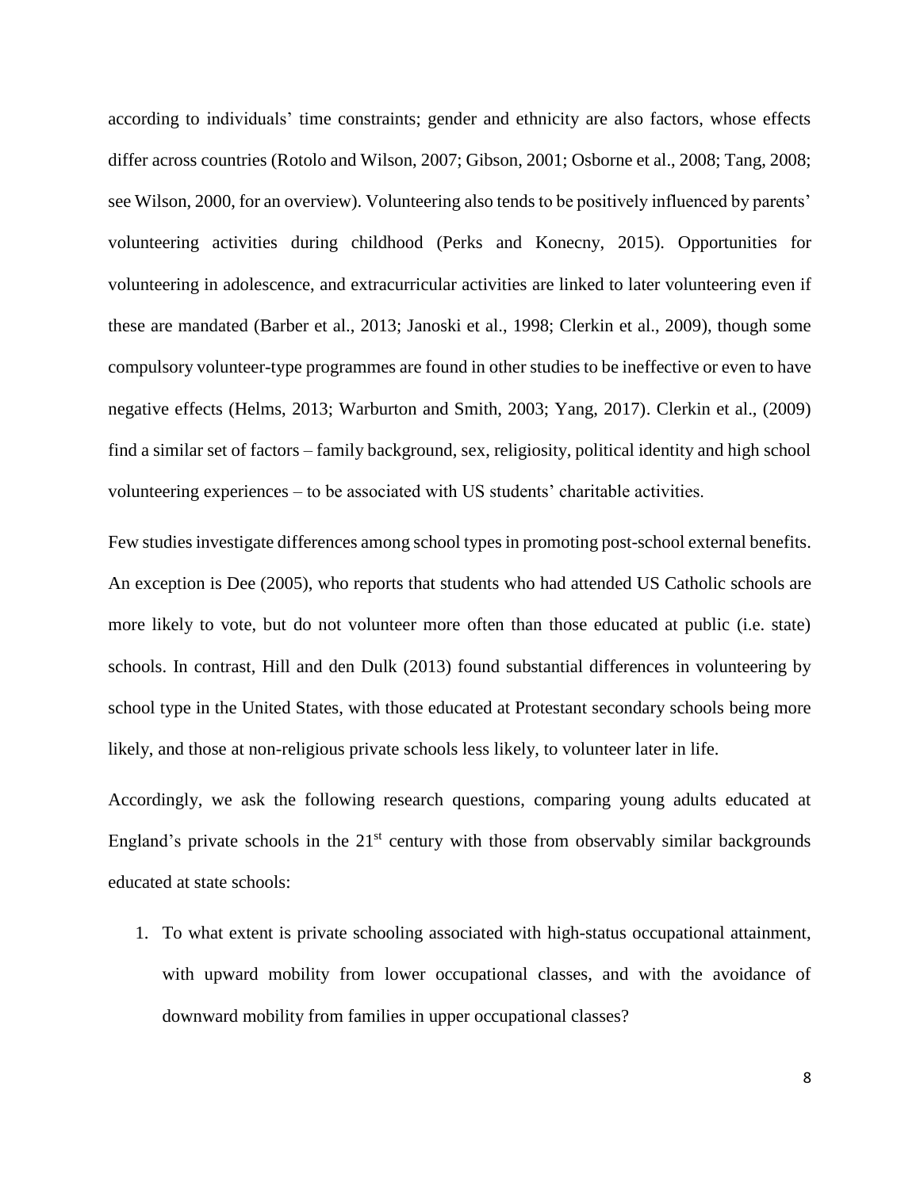according to individuals' time constraints; gender and ethnicity are also factors, whose effects differ across countries (Rotolo and Wilson, 2007; Gibson, 2001; Osborne et al., 2008; Tang, 2008; see Wilson, 2000, for an overview). Volunteering also tends to be positively influenced by parents' volunteering activities during childhood (Perks and Konecny, 2015). Opportunities for volunteering in adolescence, and extracurricular activities are linked to later volunteering even if these are mandated (Barber et al., 2013; Janoski et al., 1998; Clerkin et al., 2009), though some compulsory volunteer-type programmes are found in other studies to be ineffective or even to have negative effects (Helms, 2013; Warburton and Smith, 2003; Yang, 2017). Clerkin et al., (2009) find a similar set of factors – family background, sex, religiosity, political identity and high school volunteering experiences – to be associated with US students' charitable activities.

Few studies investigate differences among school types in promoting post-school external benefits. An exception is Dee (2005), who reports that students who had attended US Catholic schools are more likely to vote, but do not volunteer more often than those educated at public (i.e. state) schools. In contrast, Hill and den Dulk (2013) found substantial differences in volunteering by school type in the United States, with those educated at Protestant secondary schools being more likely, and those at non-religious private schools less likely, to volunteer later in life.

Accordingly, we ask the following research questions, comparing young adults educated at England's private schools in the 21st century with those from observably similar backgrounds educated at state schools:

1. To what extent is private schooling associated with high-status occupational attainment, with upward mobility from lower occupational classes, and with the avoidance of downward mobility from families in upper occupational classes?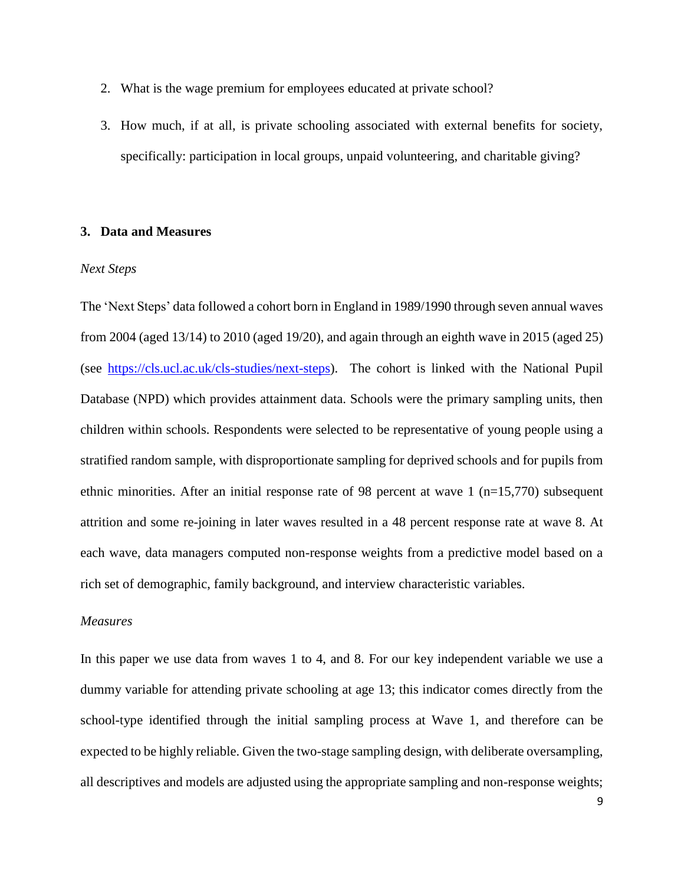2. What is the wage premium for employees educated at private school?

3. How much, if at all, is private schooling associated with external benefits for society, specifically: participation in local groups, unpaid volunteering, and charitable giving?

## 3. Data and Measures

*Next Steps*

The 'Next Steps' data followed a cohort born in England in 1989/1990 through seven annual waves from 2004 (aged 13/14) to 2010 (aged 19/20), and again through an eighth wave in 2015 (aged 25) (see [https://cls.ucl.ac.uk/cls-studies/next-steps](https://cls.ucl.ac.uk/cls-studies/next-steps)). The cohort is linked with the National Pupil Database (NPD) which provides attainment data. Schools were the primary sampling units, then children within schools. Respondents were selected to be representative of young people using a stratified random sample, with disproportionate sampling for deprived schools and for pupils from ethnic minorities. After an initial response rate of 98 percent at wave 1 (n=15,770) subsequent attrition and some re-joining in later waves resulted in a 48 percent response rate at wave 8. At each wave, data managers computed non-response weights from a predictive model based on a rich set of demographic, family background, and interview characteristic variables.

*Measures*

In this paper we use data from waves 1 to 4, and 8. For our key independent variable we use a dummy variable for attending private schooling at age 13; this indicator comes directly from the school-type identified through the initial sampling process at Wave 1, and therefore can be expected to be highly reliable. Given the two-stage sampling design, with deliberate oversampling, all descriptives and models are adjusted using the appropriate sampling and non-response weights;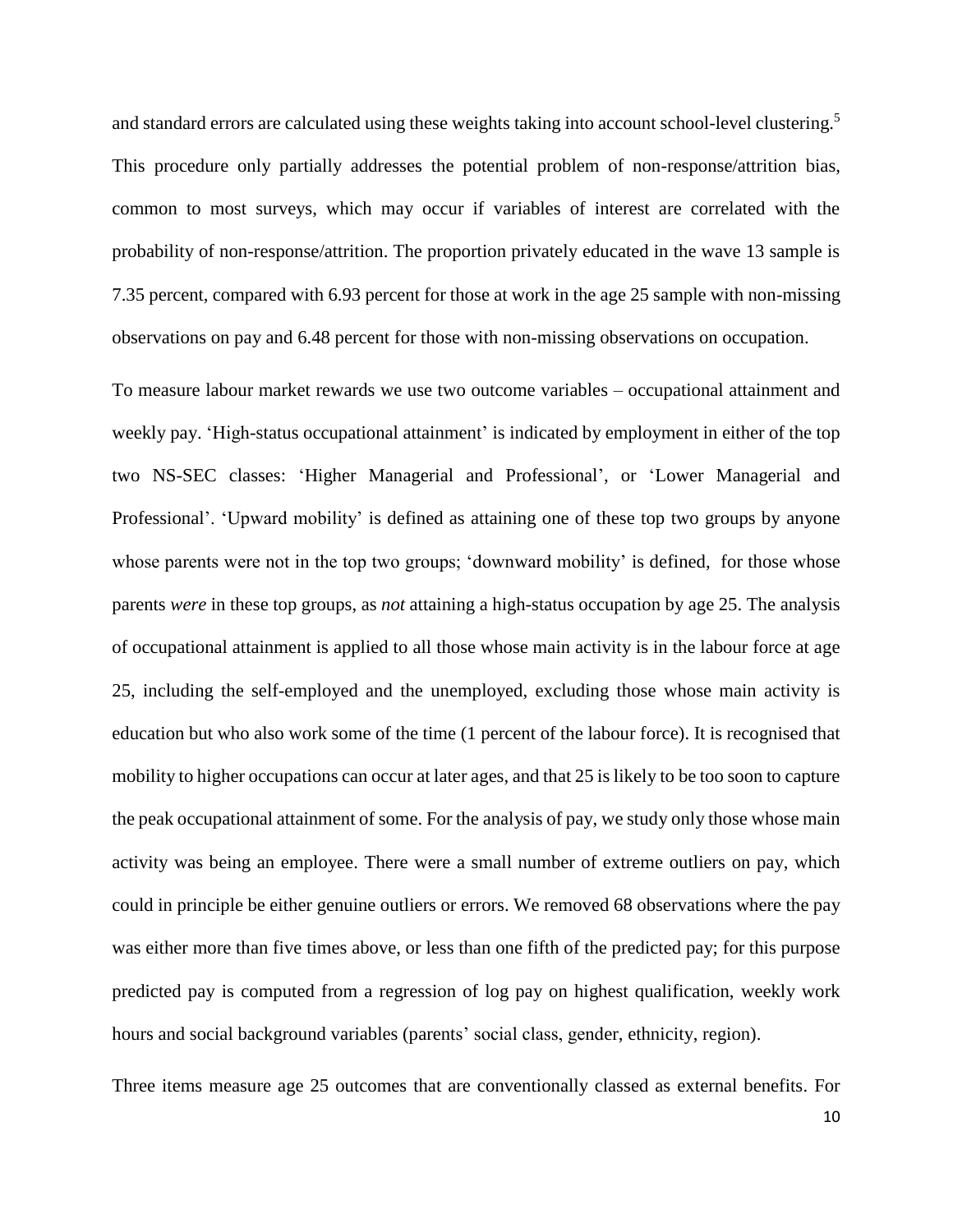and standard errors are calculated using these weights taking into account school-level clustering.[5] This procedure only partially addresses the potential problem of non-response/attrition bias, common to most surveys, which may occur if variables of interest are correlated with the probability of non-response/attrition. The proportion privately educated in the wave 13 sample is 7.35 percent, compared with 6.93 percent for those at work in the age 25 sample with non-missing observations on pay and 6.48 percent for those with non-missing observations on occupation.

To measure labour market rewards we use two outcome variables – occupational attainment and weekly pay. 'High-status occupational attainment' is indicated by employment in either of the top two NS-SEC classes: 'Higher Managerial and Professional', or 'Lower Managerial and Professional'. 'Upward mobility' is defined as attaining one of these top two groups by anyone whose parents were not in the top two groups; 'downward mobility' is defined, for those whose parents *were* in these top groups, as *not* attaining a high-status occupation by age 25. The analysis of occupational attainment is applied to all those whose main activity is in the labour force at age 25, including the self-employed and the unemployed, excluding those whose main activity is education but who also work some of the time (1 percent of the labour force). It is recognised that mobility to higher occupations can occur at later ages, and that 25 is likely to be too soon to capture the peak occupational attainment of some. For the analysis of pay, we study only those whose main activity was being an employee. There were a small number of extreme outliers on pay, which could in principle be either genuine outliers or errors. We removed 68 observations where the pay was either more than five times above, or less than one fifth of the predicted pay; for this purpose predicted pay is computed from a regression of log pay on highest qualification, weekly work hours and social background variables (parents' social class, gender, ethnicity, region).

Three items measure age 25 outcomes that are conventionally classed as external benefits. For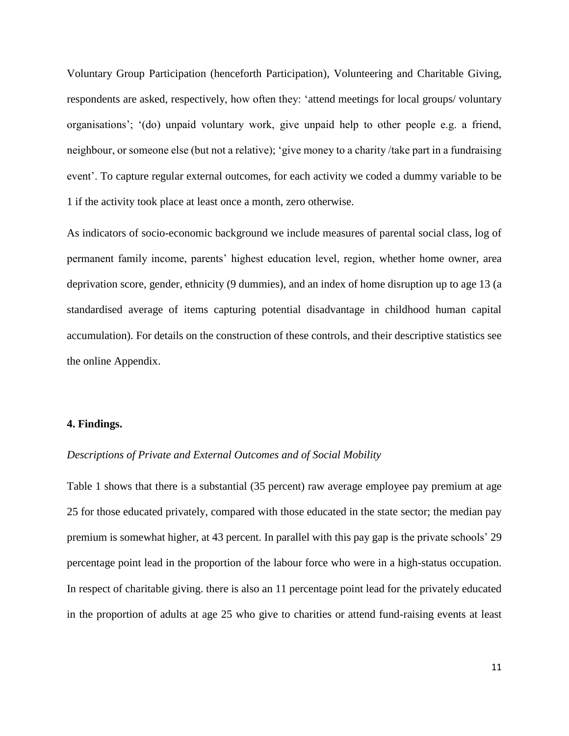Voluntary Group Participation (henceforth Participation), Volunteering and Charitable Giving, respondents are asked, respectively, how often they: 'attend meetings for local groups/ voluntary organisations'; '(do) unpaid voluntary work, give unpaid help to other people e.g. a friend, neighbour, or someone else (but not a relative); 'give money to a charity /take part in a fundraising event'. To capture regular external outcomes, for each activity we coded a dummy variable to be 1 if the activity took place at least once a month, zero otherwise.

As indicators of socio-economic background we include measures of parental social class, log of permanent family income, parents' highest education level, region, whether home owner, area deprivation score, gender, ethnicity (9 dummies), and an index of home disruption up to age 13 (a standardised average of items capturing potential disadvantage in childhood human capital accumulation). For details on the construction of these controls, and their descriptive statistics see the online Appendix.

## 4. Findings.

*Descriptions of Private and External Outcomes and of Social Mobility*

Table 1 shows that there is a substantial (35 percent) raw average employee pay premium at age 25 for those educated privately, compared with those educated in the state sector; the median pay premium is somewhat higher, at 43 percent. In parallel with this pay gap is the private schools' 29 percentage point lead in the proportion of the labour force who were in a high-status occupation. In respect of charitable giving. there is also an 11 percentage point lead for the privately educated in the proportion of adults at age 25 who give to charities or attend fund-raising events at least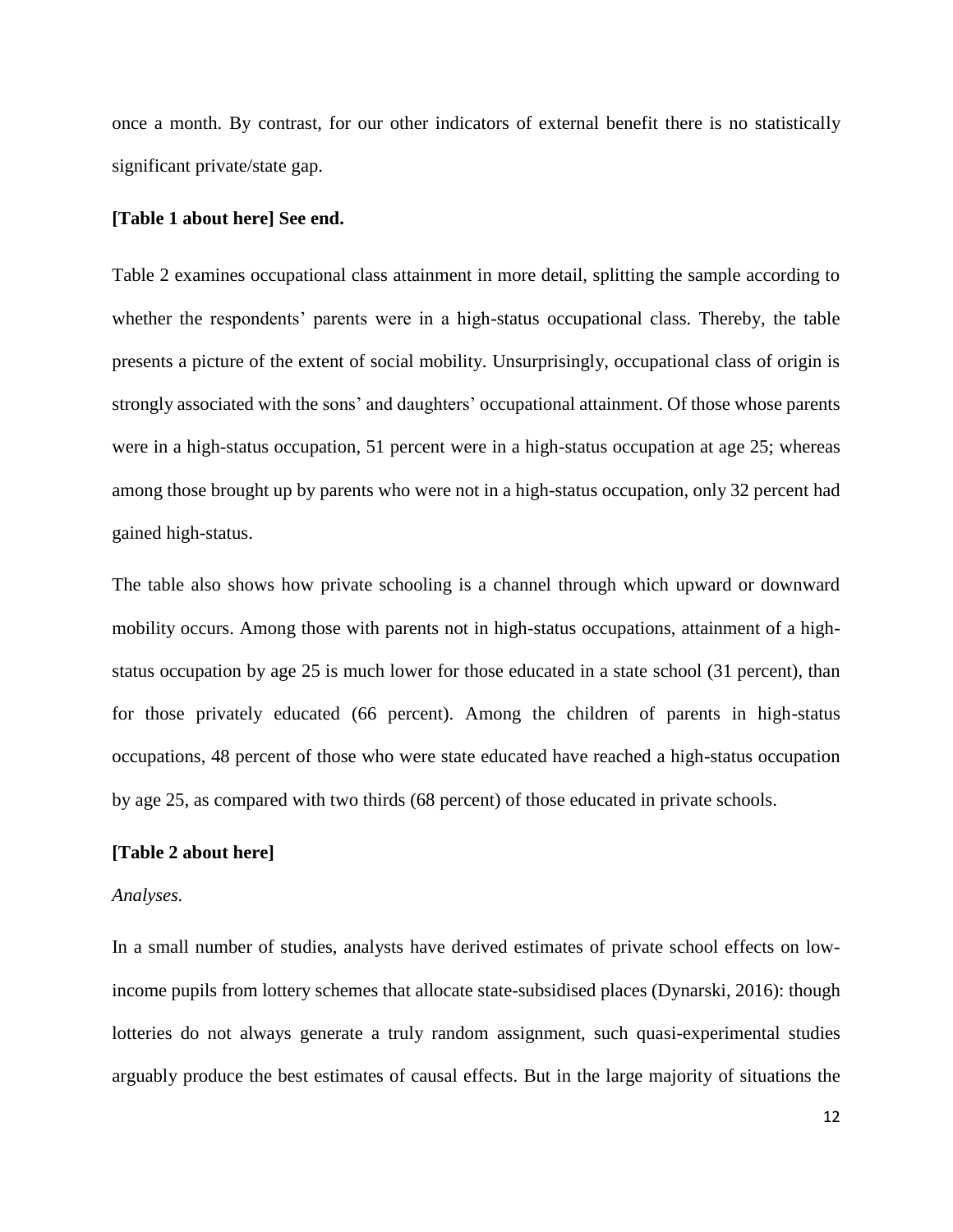once a month. By contrast, for our other indicators of external benefit there is no statistically significant private/state gap.

**[Table 1 about here] See end.**

Table 2 examines occupational class attainment in more detail, splitting the sample according to whether the respondents' parents were in a high-status occupational class. Thereby, the table presents a picture of the extent of social mobility. Unsurprisingly, occupational class of origin is strongly associated with the sons' and daughters' occupational attainment. Of those whose parents were in a high-status occupation, 51 percent were in a high-status occupation at age 25; whereas among those brought up by parents who were not in a high-status occupation, only 32 percent had gained high-status.

The table also shows how private schooling is a channel through which upward or downward mobility occurs. Among those with parents not in high-status occupations, attainment of a high-status occupation by age 25 is much lower for those educated in a state school (31 percent), than for those privately educated (66 percent). Among the children of parents in high-status occupations, 48 percent of those who were state educated have reached a high-status occupation by age 25, as compared with two thirds (68 percent) of those educated in private schools.

**[Table 2 about here]**

*Analyses.*

In a small number of studies, analysts have derived estimates of private school effects on low-income pupils from lottery schemes that allocate state-subsidised places (Dynarski, 2016): though lotteries do not always generate a truly random assignment, such quasi-experimental studies arguably produce the best estimates of causal effects. But in the large majority of situations the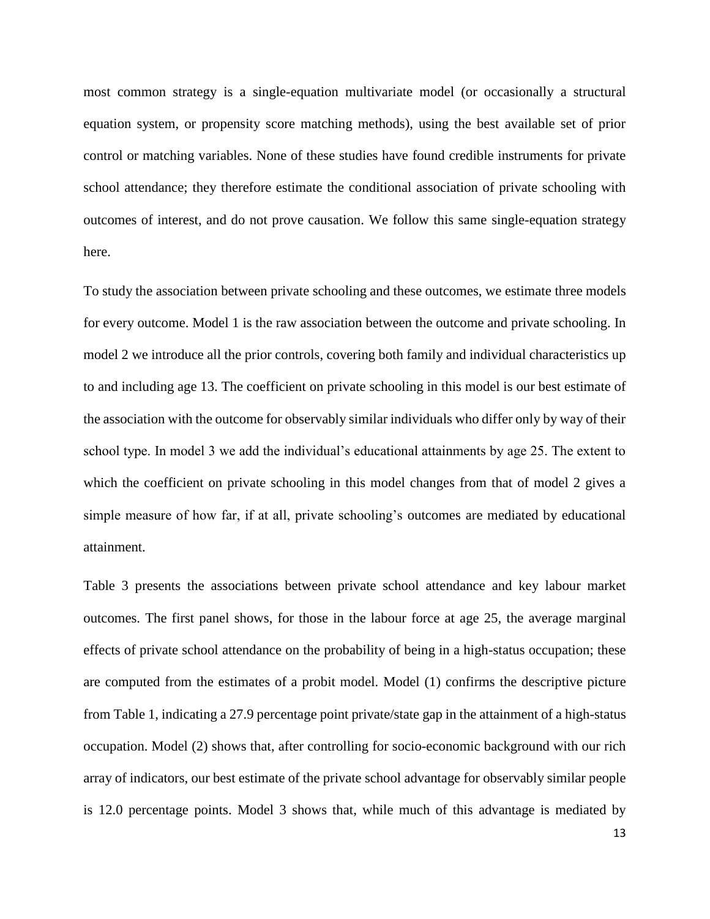most common strategy is a single-equation multivariate model (or occasionally a structural equation system, or propensity score matching methods), using the best available set of prior control or matching variables. None of these studies have found credible instruments for private school attendance; they therefore estimate the conditional association of private schooling with outcomes of interest, and do not prove causation. We follow this same single-equation strategy here.

To study the association between private schooling and these outcomes, we estimate three models for every outcome. Model 1 is the raw association between the outcome and private schooling. In model 2 we introduce all the prior controls, covering both family and individual characteristics up to and including age 13. The coefficient on private schooling in this model is our best estimate of the association with the outcome for observably similar individuals who differ only by way of their school type. In model 3 we add the individual's educational attainments by age 25. The extent to which the coefficient on private schooling in this model changes from that of model 2 gives a simple measure of how far, if at all, private schooling's outcomes are mediated by educational attainment.

Table 3 presents the associations between private school attendance and key labour market outcomes. The first panel shows, for those in the labour force at age 25, the average marginal effects of private school attendance on the probability of being in a high-status occupation; these are computed from the estimates of a probit model. Model (1) confirms the descriptive picture from Table 1, indicating a 27.9 percentage point private/state gap in the attainment of a high-status occupation. Model (2) shows that, after controlling for socio-economic background with our rich array of indicators, our best estimate of the private school advantage for observably similar people is 12.0 percentage points. Model 3 shows that, while much of this advantage is mediated by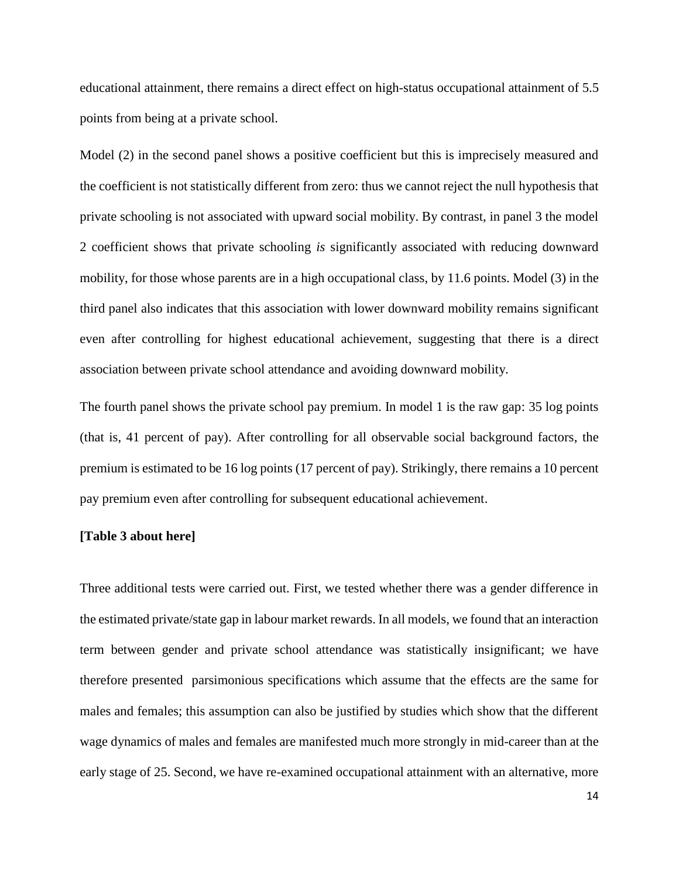educational attainment, there remains a direct effect on high-status occupational attainment of 5.5 points from being at a private school.

Model (2) in the second panel shows a positive coefficient but this is imprecisely measured and the coefficient is not statistically different from zero: thus we cannot reject the null hypothesis that private schooling is not associated with upward social mobility. By contrast, in panel 3 the model 2 coefficient shows that private schooling *is* significantly associated with reducing downward mobility, for those whose parents are in a high occupational class, by 11.6 points. Model (3) in the third panel also indicates that this association with lower downward mobility remains significant even after controlling for highest educational achievement, suggesting that there is a direct association between private school attendance and avoiding downward mobility.

The fourth panel shows the private school pay premium. In model 1 is the raw gap: 35 log points (that is, 41 percent of pay). After controlling for all observable social background factors, the premium is estimated to be 16 log points (17 percent of pay). Strikingly, there remains a 10 percent pay premium even after controlling for subsequent educational achievement.

**[Table 3 about here]**

Three additional tests were carried out. First, we tested whether there was a gender difference in the estimated private/state gap in labour market rewards. In all models, we found that an interaction term between gender and private school attendance was statistically insignificant; we have therefore presented parsimonious specifications which assume that the effects are the same for males and females; this assumption can also be justified by studies which show that the different wage dynamics of males and females are manifested much more strongly in mid-career than at the early stage of 25. Second, we have re-examined occupational attainment with an alternative, more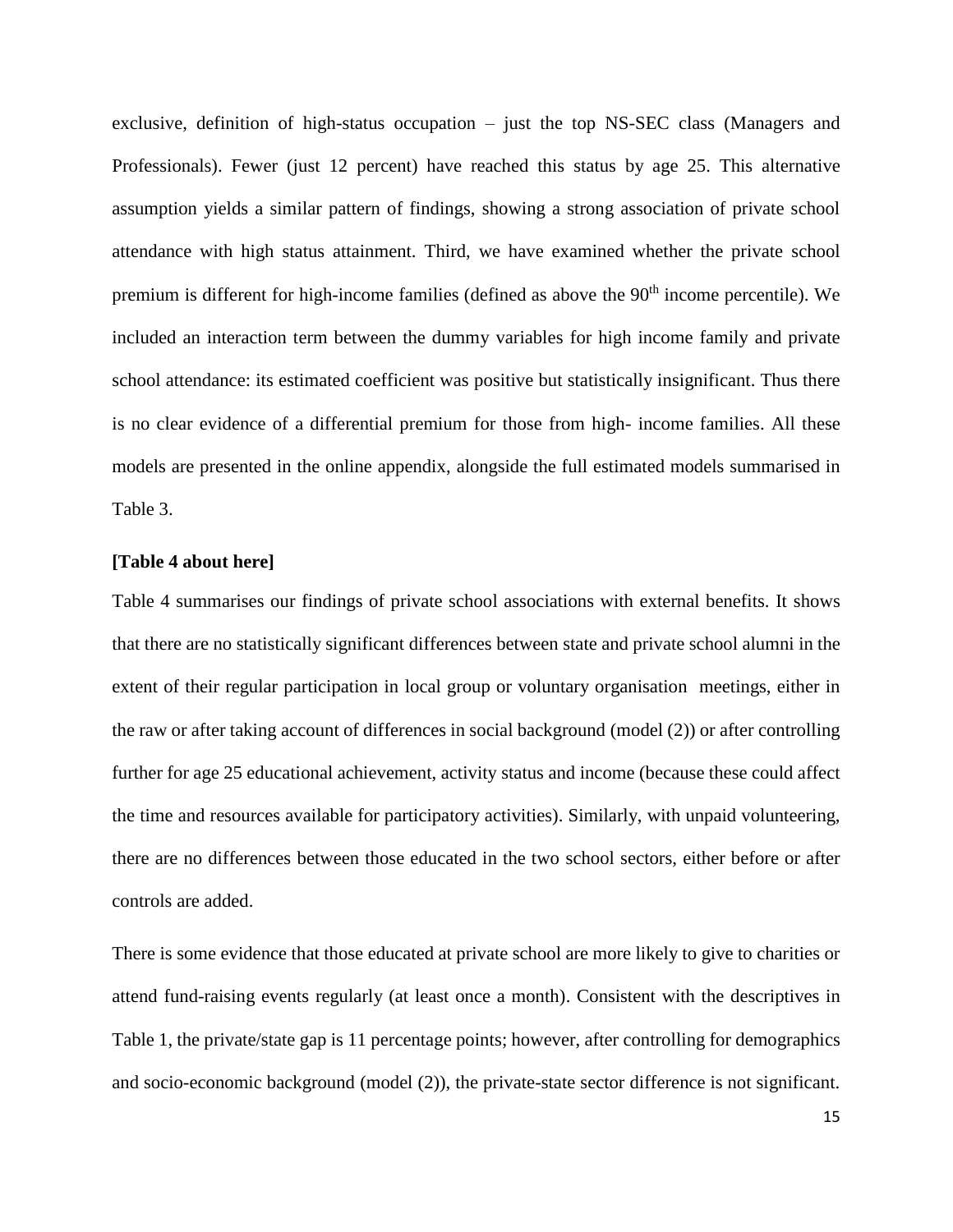exclusive, definition of high-status occupation – just the top NS-SEC class (Managers and Professionals). Fewer (just 12 percent) have reached this status by age 25. This alternative assumption yields a similar pattern of findings, showing a strong association of private school attendance with high status attainment. Third, we have examined whether the private school premium is different for high-income families (defined as above the $90^{th}$ income percentile). We included an interaction term between the dummy variables for high income family and private school attendance: its estimated coefficient was positive but statistically insignificant. Thus there is no clear evidence of a differential premium for those from high- income families. All these models are presented in the online appendix, alongside the full estimated models summarised in Table 3.

**[Table 4 about here]**

Table 4 summarises our findings of private school associations with external benefits. It shows that there are no statistically significant differences between state and private school alumni in the extent of their regular participation in local group or voluntary organisation meetings, either in the raw or after taking account of differences in social background (model (2)) or after controlling further for age 25 educational achievement, activity status and income (because these could affect the time and resources available for participatory activities). Similarly, with unpaid volunteering, there are no differences between those educated in the two school sectors, either before or after controls are added.

There is some evidence that those educated at private school are more likely to give to charities or attend fund-raising events regularly (at least once a month). Consistent with the descriptives in Table 1, the private/state gap is 11 percentage points; however, after controlling for demographics and socio-economic background (model (2)), the private-state sector difference is not significant.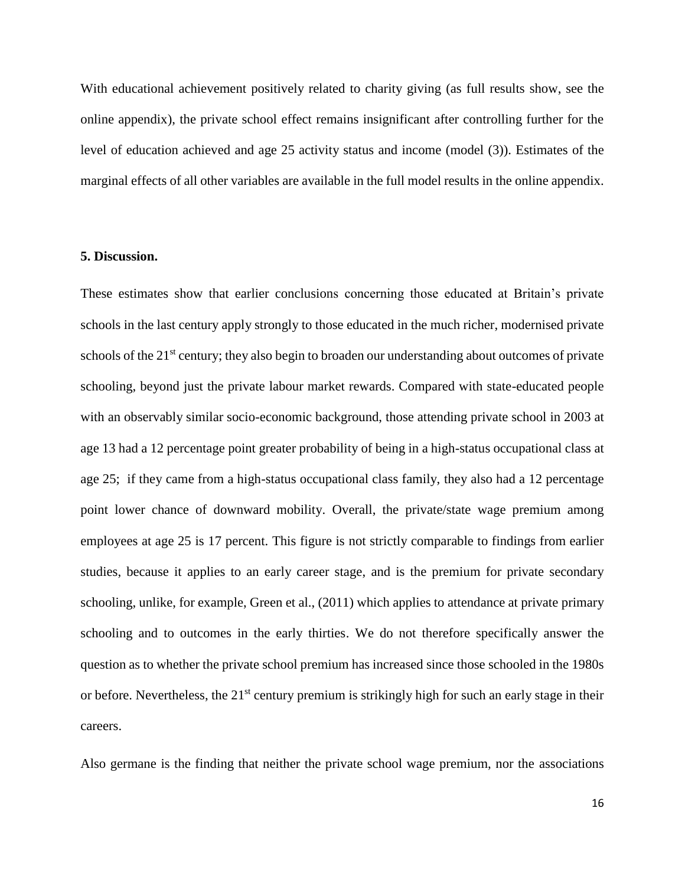With educational achievement positively related to charity giving (as full results show, see the online appendix), the private school effect remains insignificant after controlling further for the level of education achieved and age 25 activity status and income (model (3)). Estimates of the marginal effects of all other variables are available in the full model results in the online appendix.

## 5. Discussion.

These estimates show that earlier conclusions concerning those educated at Britain's private schools in the last century apply strongly to those educated in the much richer, modernised private schools of the 21st century; they also begin to broaden our understanding about outcomes of private schooling, beyond just the private labour market rewards. Compared with state-educated people with an observably similar socio-economic background, those attending private school in 2003 at age 13 had a 12 percentage point greater probability of being in a high-status occupational class at age 25; if they came from a high-status occupational class family, they also had a 12 percentage point lower chance of downward mobility. Overall, the private/state wage premium among employees at age 25 is 17 percent. This figure is not strictly comparable to findings from earlier studies, because it applies to an early career stage, and is the premium for private secondary schooling, unlike, for example, Green et al., (2011) which applies to attendance at private primary schooling and to outcomes in the early thirties. We do not therefore specifically answer the question as to whether the private school premium has increased since those schooled in the 1980s or before. Nevertheless, the 21st century premium is strikingly high for such an early stage in their careers.

Also germane is the finding that neither the private school wage premium, nor the associations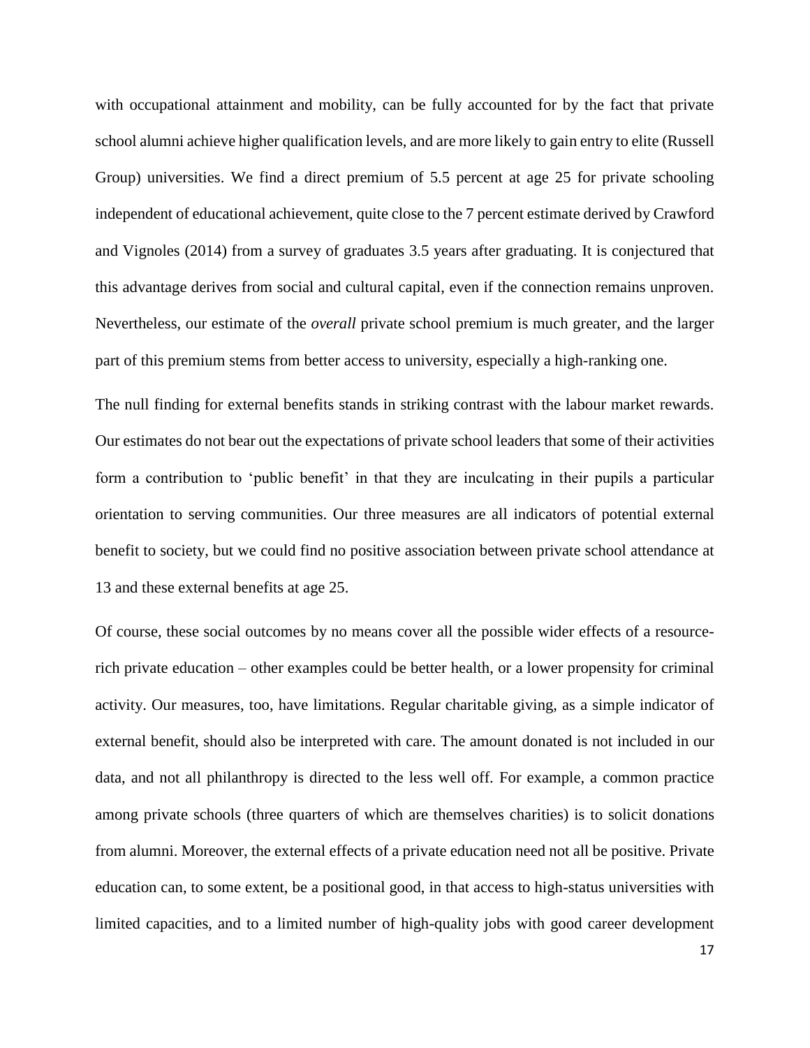with occupational attainment and mobility, can be fully accounted for by the fact that private school alumni achieve higher qualification levels, and are more likely to gain entry to elite (Russell Group) universities. We find a direct premium of 5.5 percent at age 25 for private schooling independent of educational achievement, quite close to the 7 percent estimate derived by Crawford and Vignoles (2014) from a survey of graduates 3.5 years after graduating. It is conjectured that this advantage derives from social and cultural capital, even if the connection remains unproven. Nevertheless, our estimate of the *overall* private school premium is much greater, and the larger part of this premium stems from better access to university, especially a high-ranking one.

The null finding for external benefits stands in striking contrast with the labour market rewards. Our estimates do not bear out the expectations of private school leaders that some of their activities form a contribution to 'public benefit' in that they are inculcating in their pupils a particular orientation to serving communities. Our three measures are all indicators of potential external benefit to society, but we could find no positive association between private school attendance at 13 and these external benefits at age 25.

Of course, these social outcomes by no means cover all the possible wider effects of a resource-rich private education – other examples could be better health, or a lower propensity for criminal activity. Our measures, too, have limitations. Regular charitable giving, as a simple indicator of external benefit, should also be interpreted with care. The amount donated is not included in our data, and not all philanthropy is directed to the less well off. For example, a common practice among private schools (three quarters of which are themselves charities) is to solicit donations from alumni. Moreover, the external effects of a private education need not all be positive. Private education can, to some extent, be a positional good, in that access to high-status universities with limited capacities, and to a limited number of high-quality jobs with good career development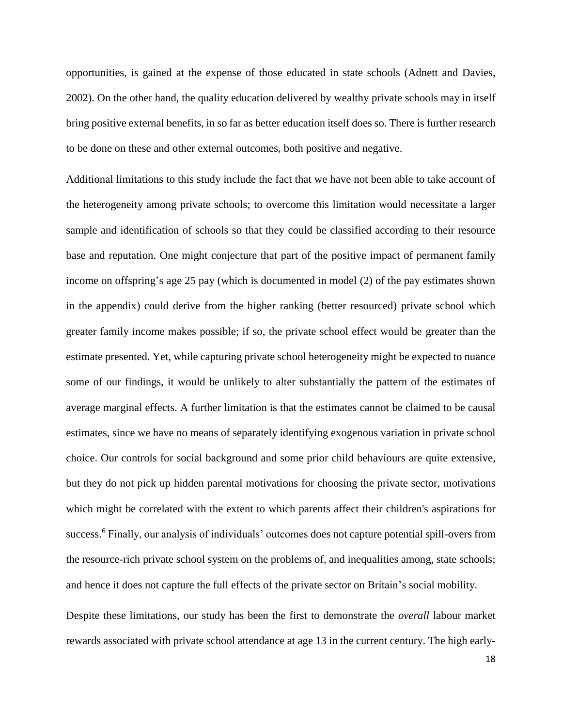opportunities, is gained at the expense of those educated in state schools (Adnett and Davies, 2002). On the other hand, the quality education delivered by wealthy private schools may in itself bring positive external benefits, in so far as better education itself does so. There is further research to be done on these and other external outcomes, both positive and negative.

Additional limitations to this study include the fact that we have not been able to take account of the heterogeneity among private schools; to overcome this limitation would necessitate a larger sample and identification of schools so that they could be classified according to their resource base and reputation. One might conjecture that part of the positive impact of permanent family income on offspring's age 25 pay (which is documented in model (2) of the pay estimates shown in the appendix) could derive from the higher ranking (better resourced) private school which greater family income makes possible; if so, the private school effect would be greater than the estimate presented. Yet, while capturing private school heterogeneity might be expected to nuance some of our findings, it would be unlikely to alter substantially the pattern of the estimates of average marginal effects. A further limitation is that the estimates cannot be claimed to be causal estimates, since we have no means of separately identifying exogenous variation in private school choice. Our controls for social background and some prior child behaviours are quite extensive, but they do not pick up hidden parental motivations for choosing the private sector, motivations which might be correlated with the extent to which parents affect their children's aspirations for success.[6] Finally, our analysis of individuals' outcomes does not capture potential spill-overs from the resource-rich private school system on the problems of, and inequalities among, state schools; and hence it does not capture the full effects of the private sector on Britain's social mobility.

Despite these limitations, our study has been the first to demonstrate the *overall* labour market rewards associated with private school attendance at age 13 in the current century. The high early-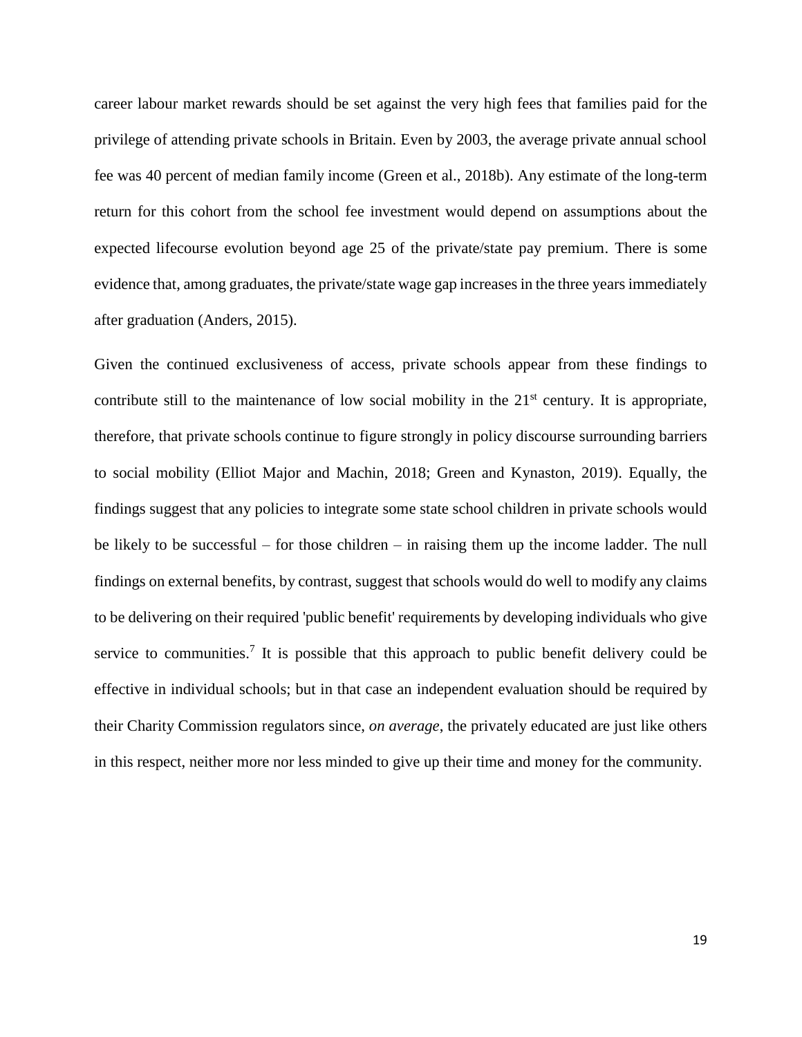career labour market rewards should be set against the very high fees that families paid for the privilege of attending private schools in Britain. Even by 2003, the average private annual school fee was 40 percent of median family income (Green et al., 2018b). Any estimate of the long-term return for this cohort from the school fee investment would depend on assumptions about the expected lifecourse evolution beyond age 25 of the private/state pay premium. There is some evidence that, among graduates, the private/state wage gap increases in the three years immediately after graduation (Anders, 2015).

Given the continued exclusiveness of access, private schools appear from these findings to contribute still to the maintenance of low social mobility in the 21st century. It is appropriate, therefore, that private schools continue to figure strongly in policy discourse surrounding barriers to social mobility (Elliot Major and Machin, 2018; Green and Kynaston, 2019). Equally, the findings suggest that any policies to integrate some state school children in private schools would be likely to be successful – for those children – in raising them up the income ladder. The null findings on external benefits, by contrast, suggest that schools would do well to modify any claims to be delivering on their required 'public benefit' requirements by developing individuals who give service to communities.[7] It is possible that this approach to public benefit delivery could be effective in individual schools; but in that case an independent evaluation should be required by their Charity Commission regulators since, *on average*, the privately educated are just like others in this respect, neither more nor less minded to give up their time and money for the community.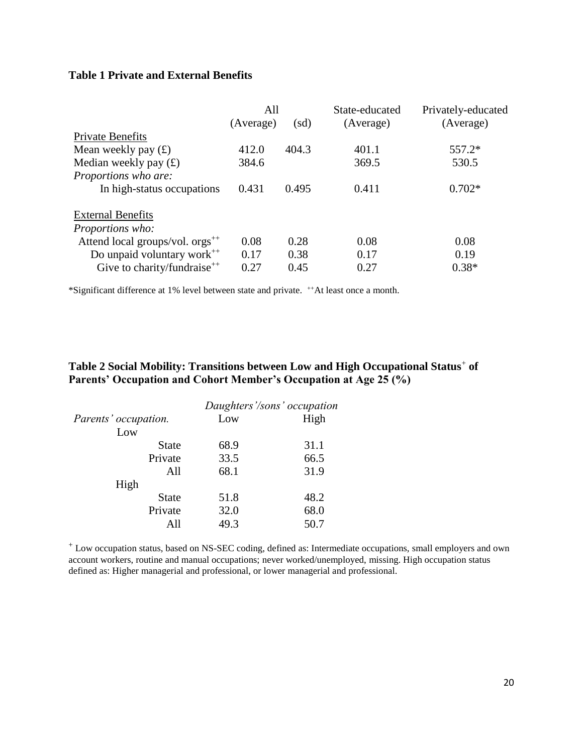**Table 1 Private and External Benefits**

| | All (Average) | (sd) | State-educated (Average) | Privately-educated (Average) |
|---|---|---|---|---|
| Private Benefits | | | | |
| Mean weekly pay (£) | 412.0 | 404.3 | 401.1 | 557.2* |
| Median weekly pay (£) | 384.6 | | 369.5 | 530.5 |
| *Proportions who are:* | | | | |
| In high-status occupations | 0.431 | 0.495 | 0.411 | 0.702* |
| External Benefits | | | | |
| *Proportions who:* | | | | |
| Attend local groups/vol. orgs++ | 0.08 | 0.28 | 0.08 | 0.08 |
| Do unpaid voluntary work++ | 0.17 | 0.38 | 0.17 | 0.19 |
| Give to charity/fundraise++ | 0.27 | 0.45 | 0.27 | 0.38* |

*Significant difference at 1% level between state and private. ++At least once a month.

**Table 2 Social Mobility: Transitions between Low and High Occupational Status+ of Parents' Occupation and Cohort Member's Occupation at Age 25 (%)**

| | *Daughters'/sons' occupation* | |
|---|---|---|
| *Parents' occupation.* | Low | High |
| Low | | |
| State | 68.9 | 31.1 |
| Private | 33.5 | 66.5 |
| All | 68.1 | 31.9 |
| High | | |
| State | 51.8 | 48.2 |
| Private | 32.0 | 68.0 |
| All | 49.3 | 50.7 |

+ Low occupation status, based on NS-SEC coding, defined as: Intermediate occupations, small employers and own account workers, routine and manual occupations; never worked/unemployed, missing. High occupation status defined as: Higher managerial and professional, or lower managerial and professional.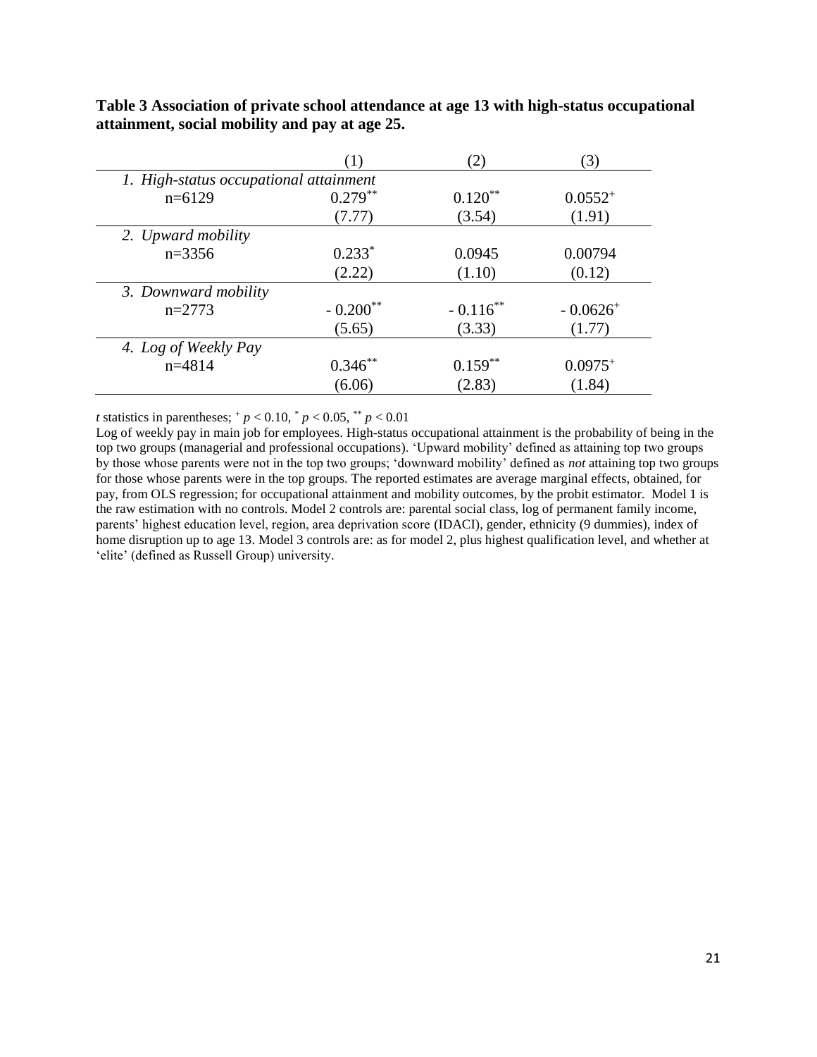**Table 3 Association of private school attendance at age 13 with high-status occupational attainment, social mobility and pay at age 25.**

| | (1) | (2) | (3) |
|---|---|---|---|
| *1. High-status occupational attainment* | | | |
| n=6129 | $0.279^{**}$ | $0.120^{**}$ | $0.0552^{+}$ |
| | (7.77) | (3.54) | (1.91) |
| *2. Upward mobility* | | | |
| n=3356 | $0.233^{*}$ | 0.0945 | 0.00794 |
| | (2.22) | (1.10) | (0.12) |
| *3. Downward mobility* | | | |
| n=2773 | $-0.200^{**}$ | $-0.116^{**}$ | $-0.0626^{+}$ |
| | (5.65) | (3.33) | (1.77) |
| *4. Log of Weekly Pay* | | | |
| n=4814 | $0.346^{**}$ | $0.159^{**}$ | $0.0975^{+}$ |
| | (6.06) | (2.83) | (1.84) |

*t* statistics in parentheses; $^{+}$ $p < 0.10$, $^{*}$ $p < 0.05$, $^{**}$ $p < 0.01$

Log of weekly pay in main job for employees. High-status occupational attainment is the probability of being in the top two groups (managerial and professional occupations). 'Upward mobility' defined as attaining top two groups by those whose parents were not in the top two groups; 'downward mobility' defined as *not* attaining top two groups for those whose parents were in the top groups. The reported estimates are average marginal effects, obtained, for pay, from OLS regression; for occupational attainment and mobility outcomes, by the probit estimator. Model 1 is the raw estimation with no controls. Model 2 controls are: parental social class, log of permanent family income, parents' highest education level, region, area deprivation score (IDACI), gender, ethnicity (9 dummies), index of home disruption up to age 13. Model 3 controls are: as for model 2, plus highest qualification level, and whether at 'elite' (defined as Russell Group) university.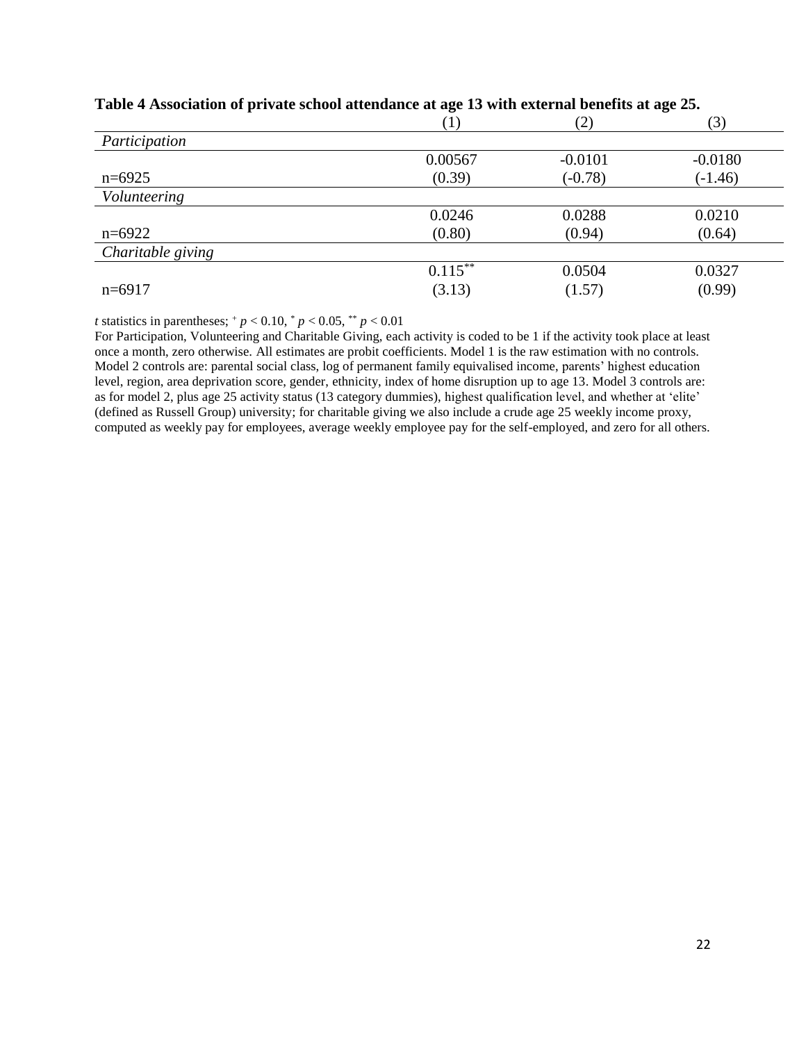**Table 4 Association of private school attendance at age 13 with external benefits at age 25.**

| | (1) | (2) | (3) |
|---|---|---|---|
| *Participation* | | | |
| | 0.00567 | -0.0101 | -0.0180 |
| n=6925 | (0.39) | (-0.78) | (-1.46) |
| *Volunteering* | | | |
| | 0.0246 | 0.0288 | 0.0210 |
| n=6922 | (0.80) | (0.94) | (0.64) |
| *Charitable giving* | | | |
| | $0.115^{**}$ | 0.0504 | 0.0327 |
| n=6917 | (3.13) | (1.57) | (0.99) |

*t* statistics in parentheses; $^{+}$ $p < 0.10$, $^{*}$ $p < 0.05$, $^{**}$ $p < 0.01$

For Participation, Volunteering and Charitable Giving, each activity is coded to be 1 if the activity took place at least once a month, zero otherwise. All estimates are probit coefficients. Model 1 is the raw estimation with no controls. Model 2 controls are: parental social class, log of permanent family equivalised income, parents' highest education level, region, area deprivation score, gender, ethnicity, index of home disruption up to age 13. Model 3 controls are: as for model 2, plus age 25 activity status (13 category dummies), highest qualification level, and whether at 'elite' (defined as Russell Group) university; for charitable giving we also include a crude age 25 weekly income proxy, computed as weekly pay for employees, average weekly employee pay for the self-employed, and zero for all others.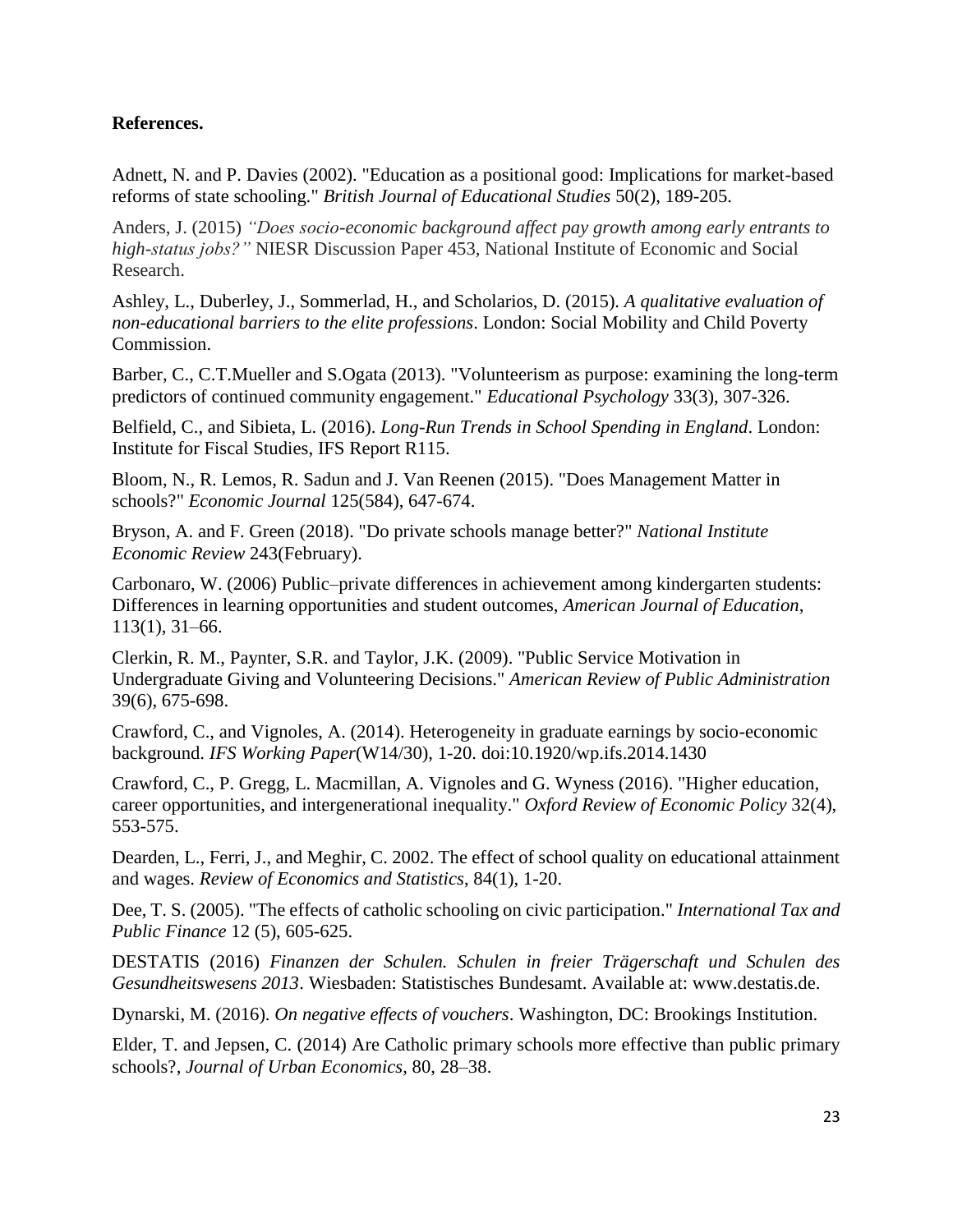**References.**

Adnett, N. and P. Davies (2002). "Education as a positional good: Implications for market-based reforms of state schooling." *British Journal of Educational Studies* 50(2), 189-205.

Anders, J. (2015) *"Does socio-economic background affect pay growth among early entrants to high-status jobs?"* NIESR Discussion Paper 453, National Institute of Economic and Social Research.

Ashley, L., Duberley, J., Sommerlad, H., and Scholarios, D. (2015). *A qualitative evaluation of non-educational barriers to the elite professions*. London: Social Mobility and Child Poverty Commission.

Barber, C., C.T.Mueller and S.Ogata (2013). "Volunteerism as purpose: examining the long-term predictors of continued community engagement." *Educational Psychology* 33(3), 307-326.

Belfield, C., and Sibieta, L. (2016). *Long-Run Trends in School Spending in England*. London: Institute for Fiscal Studies, IFS Report R115.

Bloom, N., R. Lemos, R. Sadun and J. Van Reenen (2015). "Does Management Matter in schools?" *Economic Journal* 125(584), 647-674.

Bryson, A. and F. Green (2018). "Do private schools manage better?" *National Institute Economic Review* 243(February).

Carbonaro, W. (2006) Public–private differences in achievement among kindergarten students: Differences in learning opportunities and student outcomes, *American Journal of Education*, 113(1), 31–66.

Clerkin, R. M., Paynter, S.R. and Taylor, J.K. (2009). "Public Service Motivation in Undergraduate Giving and Volunteering Decisions." *American Review of Public Administration* 39(6), 675-698.

Crawford, C., and Vignoles, A. (2014). Heterogeneity in graduate earnings by socio-economic background. *IFS Working Paper*(W14/30), 1-20. doi:10.1920/wp.ifs.2014.1430

Crawford, C., P. Gregg, L. Macmillan, A. Vignoles and G. Wyness (2016). "Higher education, career opportunities, and intergenerational inequality." *Oxford Review of Economic Policy* 32(4), 553-575.

Dearden, L., Ferri, J., and Meghir, C. 2002. The effect of school quality on educational attainment and wages. *Review of Economics and Statistics*, 84(1), 1-20.

Dee, T. S. (2005). "The effects of catholic schooling on civic participation." *International Tax and Public Finance* 12 (5), 605-625.

DESTATIS (2016) *Finanzen der Schulen. Schulen in freier Trägerschaft und Schulen des Gesundheitswesens 2013*. Wiesbaden: Statistisches Bundesamt. Available at: www.destatis.de.

Dynarski, M. (2016). *On negative effects of vouchers*. Washington, DC: Brookings Institution.

Elder, T. and Jepsen, C. (2014) Are Catholic primary schools more effective than public primary schools?, *Journal of Urban Economics*, 80, 28–38.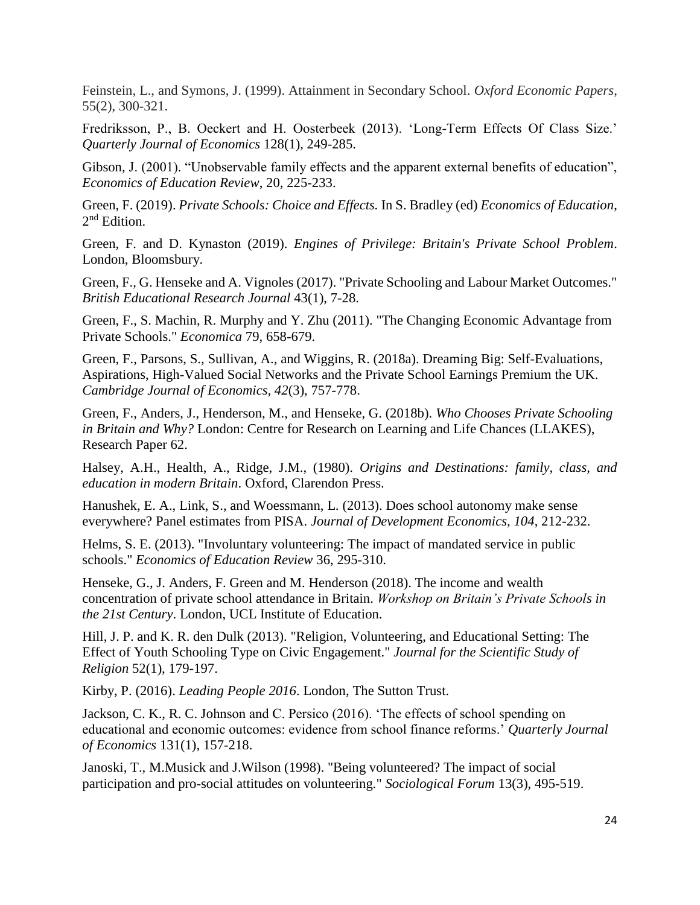Feinstein, L., and Symons, J. (1999). Attainment in Secondary School. *Oxford Economic Papers*, 55(2), 300-321.

Fredriksson, P., B. Oeckert and H. Oosterbeek (2013). 'Long-Term Effects Of Class Size.' *Quarterly Journal of Economics* 128(1), 249-285.

Gibson, J. (2001). "Unobservable family effects and the apparent external benefits of education", *Economics of Education Review*, 20, 225-233.

Green, F. (2019). *Private Schools: Choice and Effects.* In S. Bradley (ed) *Economics of Education*, 2nd Edition.

Green, F. and D. Kynaston (2019). *Engines of Privilege: Britain's Private School Problem*. London, Bloomsbury.

Green, F., G. Henseke and A. Vignoles (2017). "Private Schooling and Labour Market Outcomes." *British Educational Research Journal* 43(1), 7-28.

Green, F., S. Machin, R. Murphy and Y. Zhu (2011). "The Changing Economic Advantage from Private Schools." *Economica* 79, 658-679.

Green, F., Parsons, S., Sullivan, A., and Wiggins, R. (2018a). Dreaming Big: Self-Evaluations, Aspirations, High-Valued Social Networks and the Private School Earnings Premium the UK. *Cambridge Journal of Economics, 42*(3), 757-778.

Green, F., Anders, J., Henderson, M., and Henseke, G. (2018b). *Who Chooses Private Schooling in Britain and Why?* London: Centre for Research on Learning and Life Chances (LLAKES), Research Paper 62.

Halsey, A.H., Health, A., Ridge, J.M., (1980). *Origins and Destinations: family, class, and education in modern Britain*. Oxford, Clarendon Press.

Hanushek, E. A., Link, S., and Woessmann, L. (2013). Does school autonomy make sense everywhere? Panel estimates from PISA. *Journal of Development Economics, 104*, 212-232.

Helms, S. E. (2013). "Involuntary volunteering: The impact of mandated service in public schools." *Economics of Education Review* 36, 295-310.

Henseke, G., J. Anders, F. Green and M. Henderson (2018). The income and wealth concentration of private school attendance in Britain. *Workshop on Britain's Private Schools in the 21st Century*. London, UCL Institute of Education.

Hill, J. P. and K. R. den Dulk (2013). "Religion, Volunteering, and Educational Setting: The Effect of Youth Schooling Type on Civic Engagement." *Journal for the Scientific Study of Religion* 52(1), 179-197.

Kirby, P. (2016). *Leading People 2016*. London, The Sutton Trust.

Jackson, C. K., R. C. Johnson and C. Persico (2016). 'The effects of school spending on educational and economic outcomes: evidence from school finance reforms.' *Quarterly Journal of Economics* 131(1), 157-218.

Janoski, T., M.Musick and J.Wilson (1998). "Being volunteered? The impact of social participation and pro-social attitudes on volunteering." *Sociological Forum* 13(3), 495-519.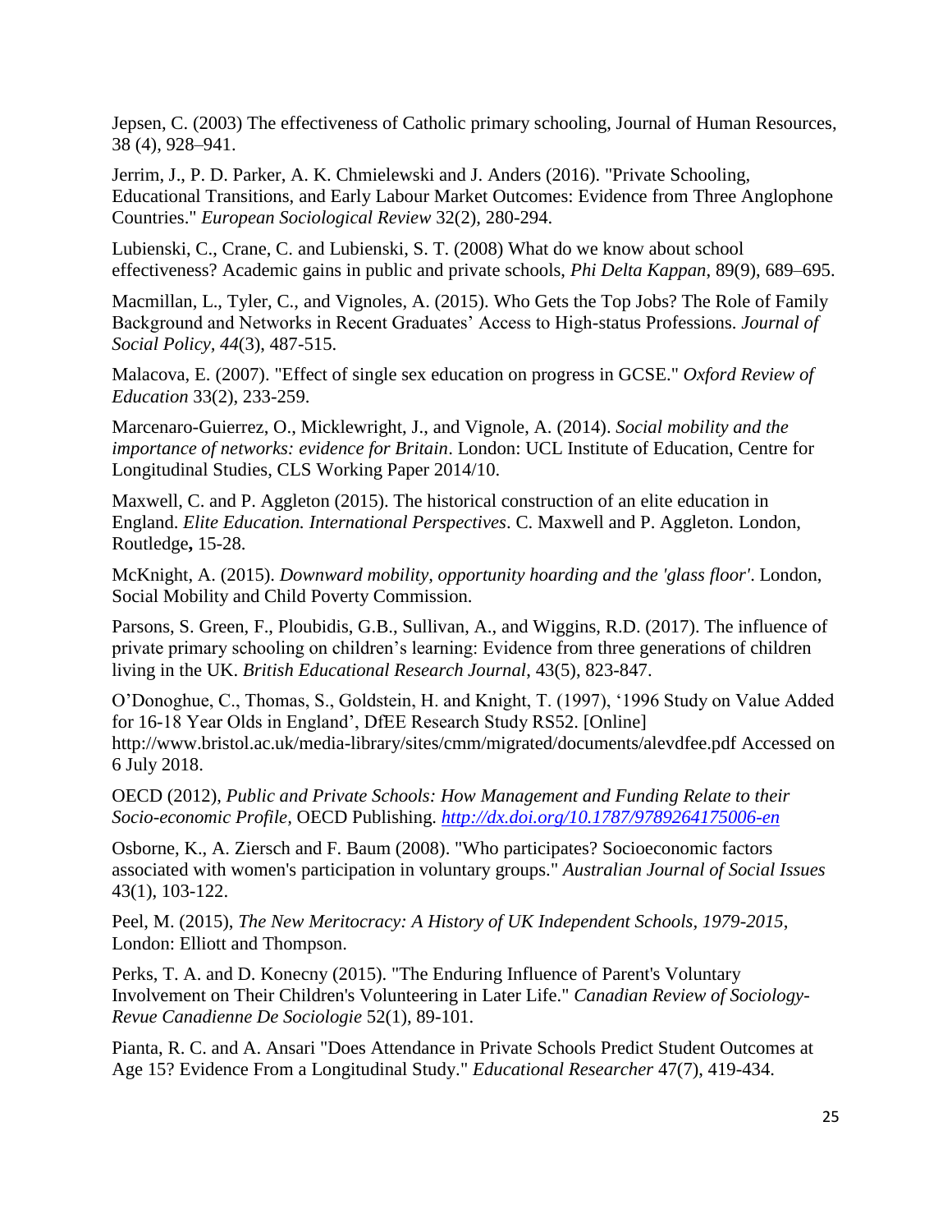Jepsen, C. (2003) The effectiveness of Catholic primary schooling, Journal of Human Resources, 38 (4), 928–941.

Jerrim, J., P. D. Parker, A. K. Chmielewski and J. Anders (2016). "Private Schooling, Educational Transitions, and Early Labour Market Outcomes: Evidence from Three Anglophone Countries." *European Sociological Review* 32(2), 280-294.

Lubienski, C., Crane, C. and Lubienski, S. T. (2008) What do we know about school effectiveness? Academic gains in public and private schools, *Phi Delta Kappan,* 89(9), 689–695.

Macmillan, L., Tyler, C., and Vignoles, A. (2015). Who Gets the Top Jobs? The Role of Family Background and Networks in Recent Graduates' Access to High-status Professions. *Journal of Social Policy, 44*(3), 487-515.

Malacova, E. (2007). "Effect of single sex education on progress in GCSE." *Oxford Review of Education* 33(2), 233-259.

Marcenaro-Guierrez, O., Micklewright, J., and Vignole, A. (2014). *Social mobility and the importance of networks: evidence for Britain*. London: UCL Institute of Education, Centre for Longitudinal Studies, CLS Working Paper 2014/10.

Maxwell, C. and P. Aggleton (2015). The historical construction of an elite education in England. *Elite Education. International Perspectives*. C. Maxwell and P. Aggleton. London, Routledge**,** 15-28.

McKnight, A. (2015). *Downward mobility, opportunity hoarding and the 'glass floor'*. London, Social Mobility and Child Poverty Commission.

Parsons, S. Green, F., Ploubidis, G.B., Sullivan, A., and Wiggins, R.D. (2017). The influence of private primary schooling on children's learning: Evidence from three generations of children living in the UK. *British Educational Research Journal*, 43(5), 823-847.

O'Donoghue, C., Thomas, S., Goldstein, H. and Knight, T. (1997), '1996 Study on Value Added for 16-18 Year Olds in England', DfEE Research Study RS52. [Online] http://www.bristol.ac.uk/media-library/sites/cmm/migrated/documents/alevdfee.pdf Accessed on 6 July 2018.

OECD (2012), *Public and Private Schools: How Management and Funding Relate to their Socio-economic Profile,* OECD Publishing. *http://dx.doi.org/10.1787/9789264175006-en*

Osborne, K., A. Ziersch and F. Baum (2008). "Who participates? Socioeconomic factors associated with women's participation in voluntary groups." *Australian Journal of Social Issues* 43(1), 103-122.

Peel, M. (2015), *The New Meritocracy: A History of UK Independent Schools, 1979-2015*, London: Elliott and Thompson.

Perks, T. A. and D. Konecny (2015). "The Enduring Influence of Parent's Voluntary Involvement on Their Children's Volunteering in Later Life." *Canadian Review of Sociology-Revue Canadienne De Sociologie* 52(1), 89-101.

Pianta, R. C. and A. Ansari "Does Attendance in Private Schools Predict Student Outcomes at Age 15? Evidence From a Longitudinal Study." *Educational Researcher* 47(7), 419-434.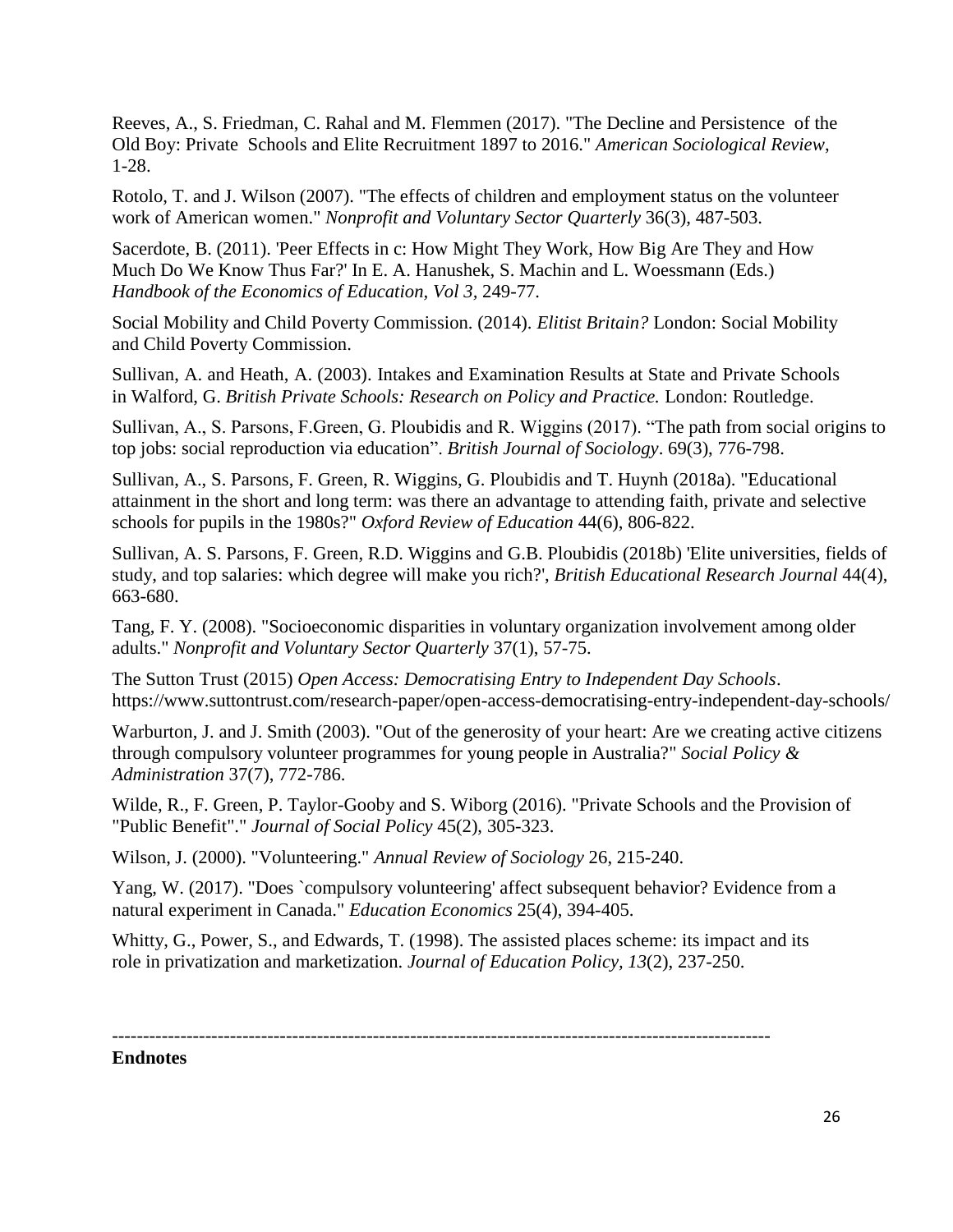Reeves, A., S. Friedman, C. Rahal and M. Flemmen (2017). "The Decline and Persistence of the Old Boy: Private Schools and Elite Recruitment 1897 to 2016." *American Sociological Review*, 1-28.

Rotolo, T. and J. Wilson (2007). "The effects of children and employment status on the volunteer work of American women." *Nonprofit and Voluntary Sector Quarterly* 36(3), 487-503.

Sacerdote, B. (2011). 'Peer Effects in c: How Might They Work, How Big Are They and How Much Do We Know Thus Far?' In E. A. Hanushek, S. Machin and L. Woessmann (Eds.) *Handbook of the Economics of Education, Vol 3,* 249-77.

Social Mobility and Child Poverty Commission. (2014). *Elitist Britain?* London: Social Mobility and Child Poverty Commission.

Sullivan, A. and Heath, A. (2003). Intakes and Examination Results at State and Private Schools in Walford, G. *British Private Schools: Research on Policy and Practice.* London: Routledge.

Sullivan, A., S. Parsons, F.Green, G. Ploubidis and R. Wiggins (2017). "The path from social origins to top jobs: social reproduction via education". *British Journal of Sociology*. 69(3), 776-798.

Sullivan, A., S. Parsons, F. Green, R. Wiggins, G. Ploubidis and T. Huynh (2018a). "Educational attainment in the short and long term: was there an advantage to attending faith, private and selective schools for pupils in the 1980s?" *Oxford Review of Education* 44(6), 806-822.

Sullivan, A. S. Parsons, F. Green, R.D. Wiggins and G.B. Ploubidis (2018b) 'Elite universities, fields of study, and top salaries: which degree will make you rich?', *British Educational Research Journal* 44(4), 663-680.

Tang, F. Y. (2008). "Socioeconomic disparities in voluntary organization involvement among older adults." *Nonprofit and Voluntary Sector Quarterly* 37(1), 57-75.

The Sutton Trust (2015) *Open Access: Democratising Entry to Independent Day Schools*. https://www.suttontrust.com/research-paper/open-access-democratising-entry-independent-day-schools/

Warburton, J. and J. Smith (2003). "Out of the generosity of your heart: Are we creating active citizens through compulsory volunteer programmes for young people in Australia?" *Social Policy & Administration* 37(7), 772-786.

Wilde, R., F. Green, P. Taylor-Gooby and S. Wiborg (2016). "Private Schools and the Provision of "Public Benefit"." *Journal of Social Policy* 45(2), 305-323.

Wilson, J. (2000). "Volunteering." *Annual Review of Sociology* 26, 215-240.

Yang, W. (2017). "Does `compulsory volunteering' affect subsequent behavior? Evidence from a natural experiment in Canada." *Education Economics* 25(4), 394-405.

Whitty, G., Power, S., and Edwards, T. (1998). The assisted places scheme: its impact and its role in privatization and marketization. *Journal of Education Policy, 13*(2), 237-250.

---

**Endnotes**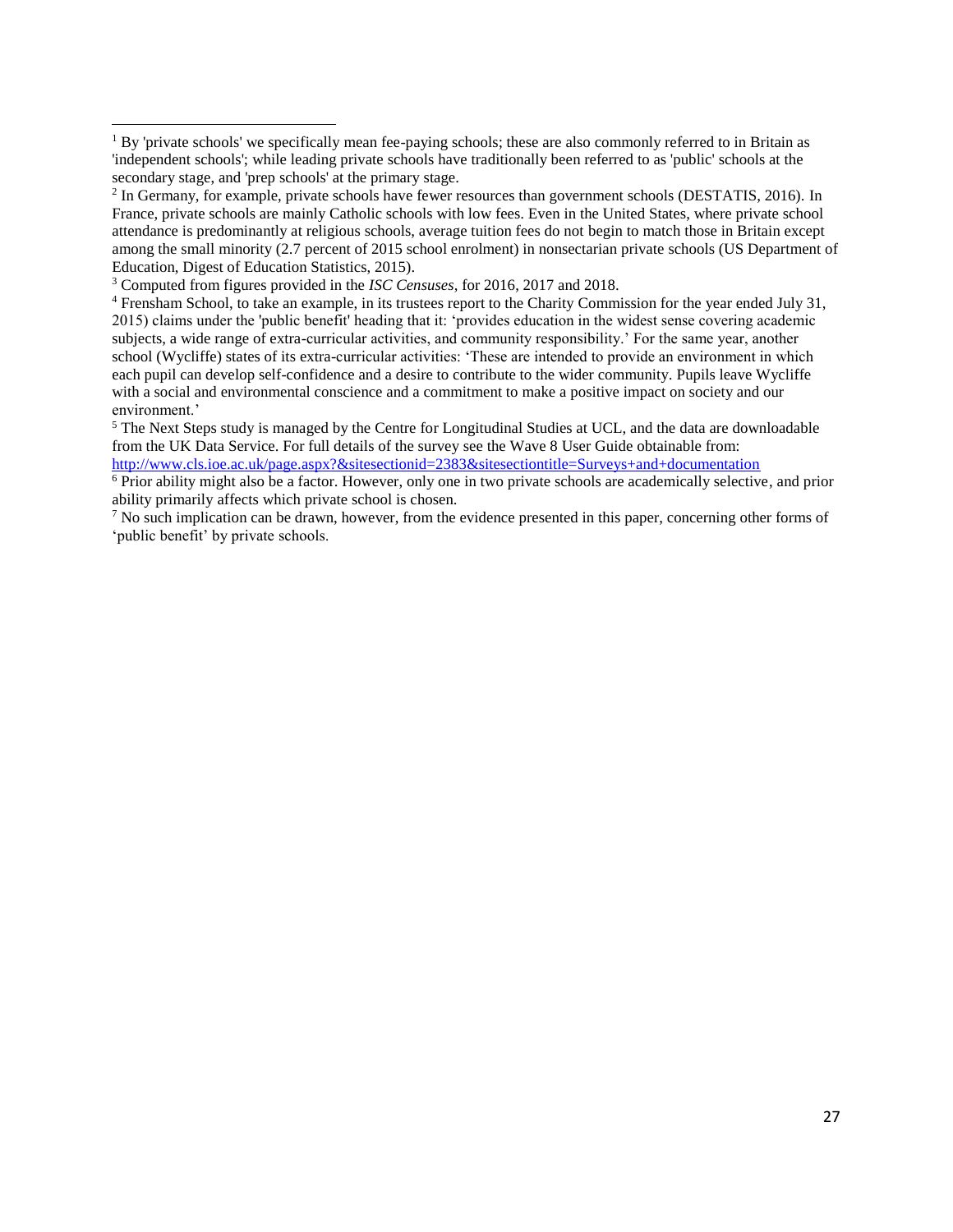[1] By 'private schools' we specifically mean fee-paying schools; these are also commonly referred to in Britain as 'independent schools'; while leading private schools have traditionally been referred to as 'public' schools at the secondary stage, and 'prep schools' at the primary stage.

[2] In Germany, for example, private schools have fewer resources than government schools (DESTATIS, 2016). In France, private schools are mainly Catholic schools with low fees. Even in the United States, where private school attendance is predominantly at religious schools, average tuition fees do not begin to match those in Britain except among the small minority (2.7 percent of 2015 school enrolment) in nonsectarian private schools (US Department of Education, Digest of Education Statistics, 2015).

[3] Computed from figures provided in the *ISC Censuses*, for 2016, 2017 and 2018.

[4] Frensham School, to take an example, in its trustees report to the Charity Commission for the year ended July 31, 2015) claims under the 'public benefit' heading that it: 'provides education in the widest sense covering academic subjects, a wide range of extra-curricular activities, and community responsibility.' For the same year, another school (Wycliffe) states of its extra-curricular activities: 'These are intended to provide an environment in which each pupil can develop self-confidence and a desire to contribute to the wider community. Pupils leave Wycliffe with a social and environmental conscience and a commitment to make a positive impact on society and our environment.'

[5] The Next Steps study is managed by the Centre for Longitudinal Studies at UCL, and the data are downloadable from the UK Data Service. For full details of the survey see the Wave 8 User Guide obtainable from: http://www.cls.ioe.ac.uk/page.aspx?&sitesectionid=2383&sitesectiontitle=Surveys+and+documentation

[6] Prior ability might also be a factor. However, only one in two private schools are academically selective, and prior ability primarily affects which private school is chosen.

[7] No such implication can be drawn, however, from the evidence presented in this paper, concerning other forms of 'public benefit' by private schools.